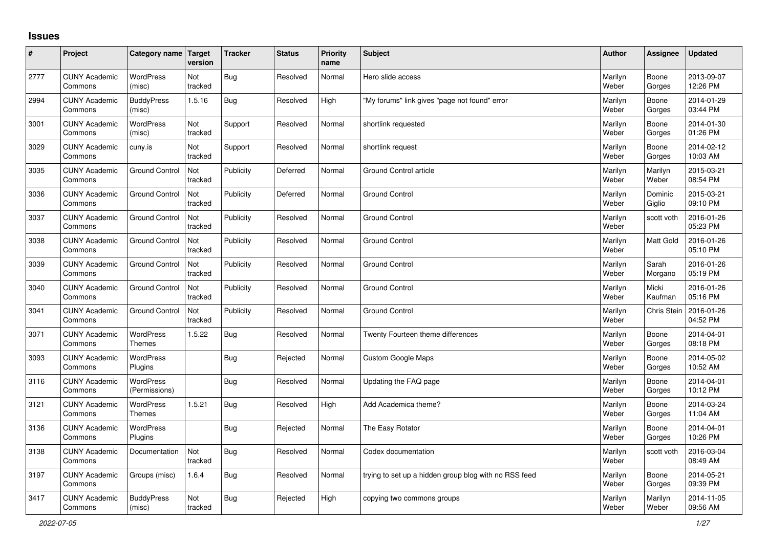# Issues

| # | Project | Category name | Target version | Tracker | Status | Priority name | Subject | Author | Assignee | Updated |
|---|---|---|---|---|---|---|---|---|---|---|
| 2777 | CUNY Academic Commons | WordPress (misc) | Not tracked | Bug | Resolved | Normal | Hero slide access | Marilyn Weber | Boone Gorges | 2013-09-07 12:26 PM |
| 2994 | CUNY Academic Commons | BuddyPress (misc) | 1.5.16 | Bug | Resolved | High | "My forums" link gives "page not found" error | Marilyn Weber | Boone Gorges | 2014-01-29 03:44 PM |
| 3001 | CUNY Academic Commons | WordPress (misc) | Not tracked | Support | Resolved | Normal | shortlink requested | Marilyn Weber | Boone Gorges | 2014-01-30 01:26 PM |
| 3029 | CUNY Academic Commons | cuny.is | Not tracked | Support | Resolved | Normal | shortlink request | Marilyn Weber | Boone Gorges | 2014-02-12 10:03 AM |
| 3035 | CUNY Academic Commons | Ground Control | Not tracked | Publicity | Deferred | Normal | Ground Control article | Marilyn Weber | Marilyn Weber | 2015-03-21 08:54 PM |
| 3036 | CUNY Academic Commons | Ground Control | Not tracked | Publicity | Deferred | Normal | Ground Control | Marilyn Weber | Dominic Giglio | 2015-03-21 09:10 PM |
| 3037 | CUNY Academic Commons | Ground Control | Not tracked | Publicity | Resolved | Normal | Ground Control | Marilyn Weber | scott voth | 2016-01-26 05:23 PM |
| 3038 | CUNY Academic Commons | Ground Control | Not tracked | Publicity | Resolved | Normal | Ground Control | Marilyn Weber | Matt Gold | 2016-01-26 05:10 PM |
| 3039 | CUNY Academic Commons | Ground Control | Not tracked | Publicity | Resolved | Normal | Ground Control | Marilyn Weber | Sarah Morgano | 2016-01-26 05:19 PM |
| 3040 | CUNY Academic Commons | Ground Control | Not tracked | Publicity | Resolved | Normal | Ground Control | Marilyn Weber | Micki Kaufman | 2016-01-26 05:16 PM |
| 3041 | CUNY Academic Commons | Ground Control | Not tracked | Publicity | Resolved | Normal | Ground Control | Marilyn Weber | Chris Stein | 2016-01-26 04:52 PM |
| 3071 | CUNY Academic Commons | WordPress Themes | 1.5.22 | Bug | Resolved | Normal | Twenty Fourteen theme differences | Marilyn Weber | Boone Gorges | 2014-04-01 08:18 PM |
| 3093 | CUNY Academic Commons | WordPress Plugins | | Bug | Rejected | Normal | Custom Google Maps | Marilyn Weber | Boone Gorges | 2014-05-02 10:52 AM |
| 3116 | CUNY Academic Commons | WordPress (Permissions) | | Bug | Resolved | Normal | Updating the FAQ page | Marilyn Weber | Boone Gorges | 2014-04-01 10:12 PM |
| 3121 | CUNY Academic Commons | WordPress Themes | 1.5.21 | Bug | Resolved | High | Add Academica theme? | Marilyn Weber | Boone Gorges | 2014-03-24 11:04 AM |
| 3136 | CUNY Academic Commons | WordPress Plugins | | Bug | Rejected | Normal | The Easy Rotator | Marilyn Weber | Boone Gorges | 2014-04-01 10:26 PM |
| 3138 | CUNY Academic Commons | Documentation | Not tracked | Bug | Resolved | Normal | Codex documentation | Marilyn Weber | scott voth | 2016-03-04 08:49 AM |
| 3197 | CUNY Academic Commons | Groups (misc) | 1.6.4 | Bug | Resolved | Normal | trying to set up a hidden group blog with no RSS feed | Marilyn Weber | Boone Gorges | 2014-05-21 09:39 PM |
| 3417 | CUNY Academic Commons | BuddyPress (misc) | Not tracked | Bug | Rejected | High | copying two commons groups | Marilyn Weber | Marilyn Weber | 2014-11-05 09:56 AM |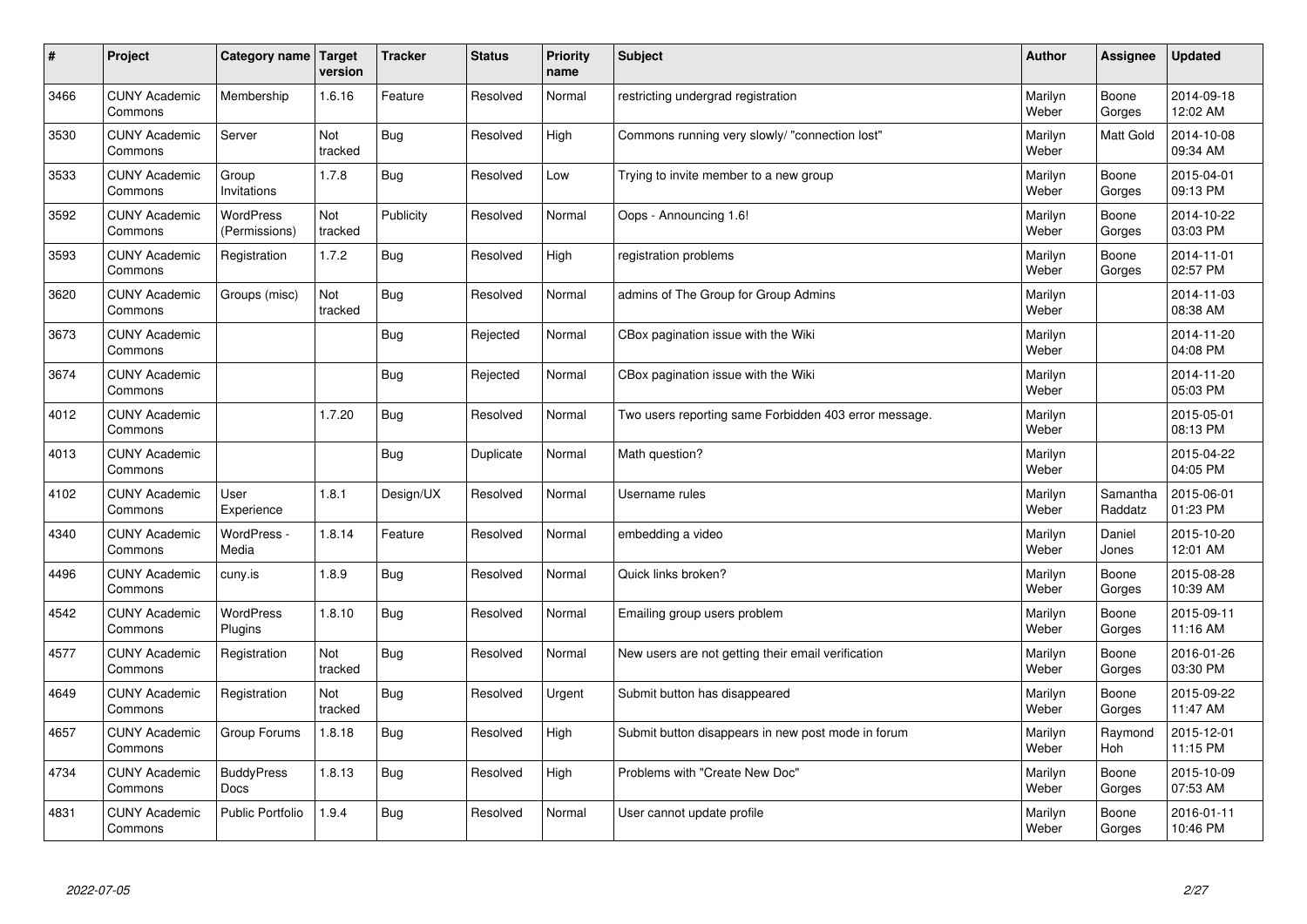| # | Project | Category name | Target version | Tracker | Status | Priority name | Subject | Author | Assignee | Updated |
|---|---|---|---|---|---|---|---|---|---|---|
| 3466 | CUNY Academic Commons | Membership | 1.6.16 | Feature | Resolved | Normal | restricting undergrad registration | Marilyn Weber | Boone Gorges | 2014-09-18 12:02 AM |
| 3530 | CUNY Academic Commons | Server | Not tracked | Bug | Resolved | High | Commons running very slowly/ "connection lost" | Marilyn Weber | Matt Gold | 2014-10-08 09:34 AM |
| 3533 | CUNY Academic Commons | Group Invitations | 1.7.8 | Bug | Resolved | Low | Trying to invite member to a new group | Marilyn Weber | Boone Gorges | 2015-04-01 09:13 PM |
| 3592 | CUNY Academic Commons | WordPress (Permissions) | Not tracked | Publicity | Resolved | Normal | Oops - Announcing 1.6! | Marilyn Weber | Boone Gorges | 2014-10-22 03:03 PM |
| 3593 | CUNY Academic Commons | Registration | 1.7.2 | Bug | Resolved | High | registration problems | Marilyn Weber | Boone Gorges | 2014-11-01 02:57 PM |
| 3620 | CUNY Academic Commons | Groups (misc) | Not tracked | Bug | Resolved | Normal | admins of The Group for Group Admins | Marilyn Weber | | 2014-11-03 08:38 AM |
| 3673 | CUNY Academic Commons | | | Bug | Rejected | Normal | CBox pagination issue with the Wiki | Marilyn Weber | | 2014-11-20 04:08 PM |
| 3674 | CUNY Academic Commons | | | Bug | Rejected | Normal | CBox pagination issue with the Wiki | Marilyn Weber | | 2014-11-20 05:03 PM |
| 4012 | CUNY Academic Commons | | 1.7.20 | Bug | Resolved | Normal | Two users reporting same Forbidden 403 error message. | Marilyn Weber | | 2015-05-01 08:13 PM |
| 4013 | CUNY Academic Commons | | | Bug | Duplicate | Normal | Math question? | Marilyn Weber | | 2015-04-22 04:05 PM |
| 4102 | CUNY Academic Commons | User Experience | 1.8.1 | Design/UX | Resolved | Normal | Username rules | Marilyn Weber | Samantha Raddatz | 2015-06-01 01:23 PM |
| 4340 | CUNY Academic Commons | WordPress - Media | 1.8.14 | Feature | Resolved | Normal | embedding a video | Marilyn Weber | Daniel Jones | 2015-10-20 12:01 AM |
| 4496 | CUNY Academic Commons | cuny.is | 1.8.9 | Bug | Resolved | Normal | Quick links broken? | Marilyn Weber | Boone Gorges | 2015-08-28 10:39 AM |
| 4542 | CUNY Academic Commons | WordPress Plugins | 1.8.10 | Bug | Resolved | Normal | Emailing group users problem | Marilyn Weber | Boone Gorges | 2015-09-11 11:16 AM |
| 4577 | CUNY Academic Commons | Registration | Not tracked | Bug | Resolved | Normal | New users are not getting their email verification | Marilyn Weber | Boone Gorges | 2016-01-26 03:30 PM |
| 4649 | CUNY Academic Commons | Registration | Not tracked | Bug | Resolved | Urgent | Submit button has disappeared | Marilyn Weber | Boone Gorges | 2015-09-22 11:47 AM |
| 4657 | CUNY Academic Commons | Group Forums | 1.8.18 | Bug | Resolved | High | Submit button disappears in new post mode in forum | Marilyn Weber | Raymond Hoh | 2015-12-01 11:15 PM |
| 4734 | CUNY Academic Commons | BuddyPress Docs | 1.8.13 | Bug | Resolved | High | Problems with "Create New Doc" | Marilyn Weber | Boone Gorges | 2015-10-09 07:53 AM |
| 4831 | CUNY Academic Commons | Public Portfolio | 1.9.4 | Bug | Resolved | Normal | User cannot update profile | Marilyn Weber | Boone Gorges | 2016-01-11 10:46 PM |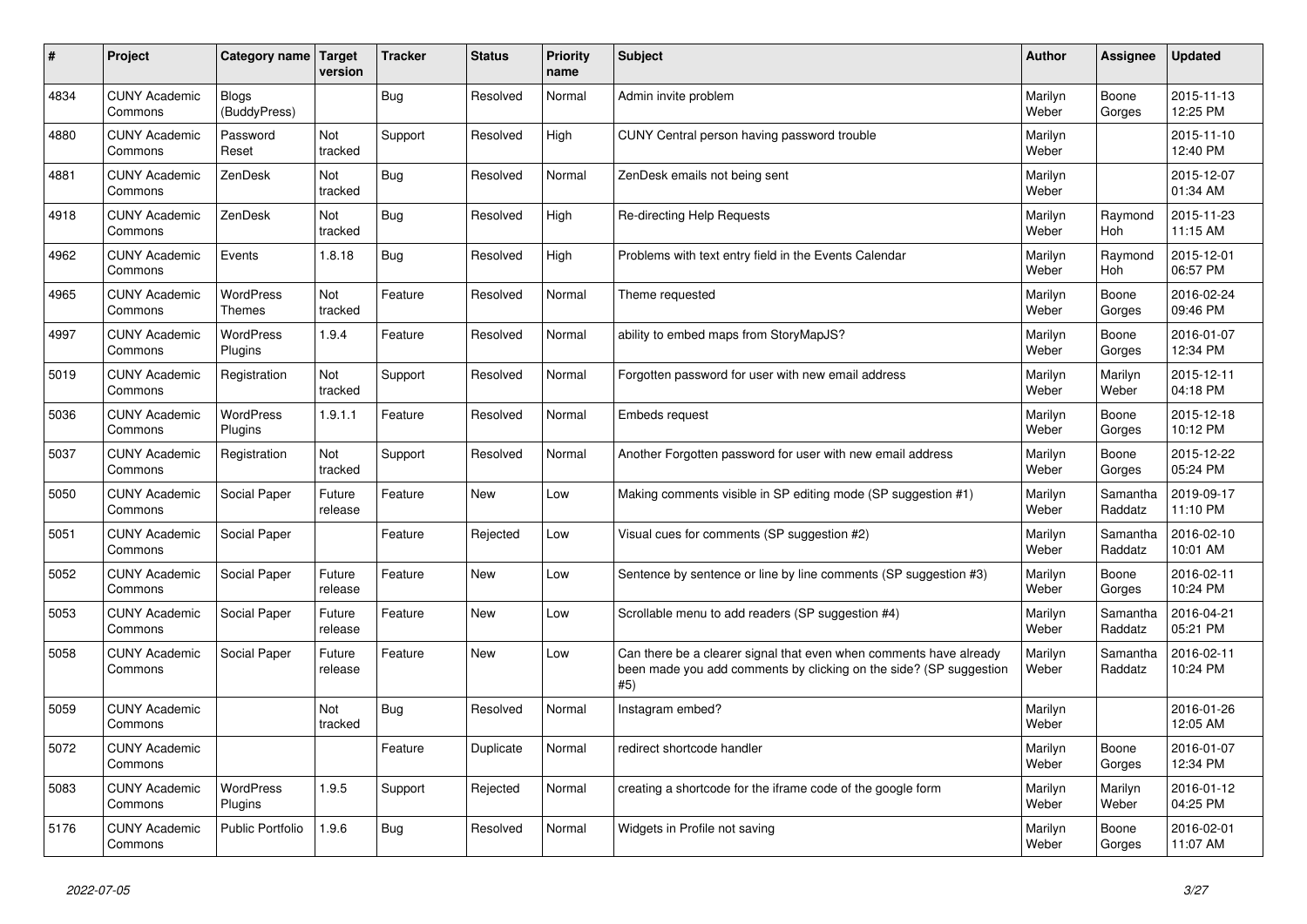| # | Project | Category name | Target version | Tracker | Status | Priority name | Subject | Author | Assignee | Updated |
|---|---|---|---|---|---|---|---|---|---|---|
| 4834 | CUNY Academic Commons | Blogs (BuddyPress) | | Bug | Resolved | Normal | Admin invite problem | Marilyn Weber | Boone Gorges | 2015-11-13 12:25 PM |
| 4880 | CUNY Academic Commons | Password Reset | Not tracked | Support | Resolved | High | CUNY Central person having password trouble | Marilyn Weber | | 2015-11-10 12:40 PM |
| 4881 | CUNY Academic Commons | ZenDesk | Not tracked | Bug | Resolved | Normal | ZenDesk emails not being sent | Marilyn Weber | | 2015-12-07 01:34 AM |
| 4918 | CUNY Academic Commons | ZenDesk | Not tracked | Bug | Resolved | High | Re-directing Help Requests | Marilyn Weber | Raymond Hoh | 2015-11-23 11:15 AM |
| 4962 | CUNY Academic Commons | Events | 1.8.18 | Bug | Resolved | High | Problems with text entry field in the Events Calendar | Marilyn Weber | Raymond Hoh | 2015-12-01 06:57 PM |
| 4965 | CUNY Academic Commons | WordPress Themes | Not tracked | Feature | Resolved | Normal | Theme requested | Marilyn Weber | Boone Gorges | 2016-02-24 09:46 PM |
| 4997 | CUNY Academic Commons | WordPress Plugins | 1.9.4 | Feature | Resolved | Normal | ability to embed maps from StoryMapJS? | Marilyn Weber | Boone Gorges | 2016-01-07 12:34 PM |
| 5019 | CUNY Academic Commons | Registration | Not tracked | Support | Resolved | Normal | Forgotten password for user with new email address | Marilyn Weber | Marilyn Weber | 2015-12-11 04:18 PM |
| 5036 | CUNY Academic Commons | WordPress Plugins | 1.9.1.1 | Feature | Resolved | Normal | Embeds request | Marilyn Weber | Boone Gorges | 2015-12-18 10:12 PM |
| 5037 | CUNY Academic Commons | Registration | Not tracked | Support | Resolved | Normal | Another Forgotten password for user with new email address | Marilyn Weber | Boone Gorges | 2015-12-22 05:24 PM |
| 5050 | CUNY Academic Commons | Social Paper | Future release | Feature | New | Low | Making comments visible in SP editing mode (SP suggestion #1) | Marilyn Weber | Samantha Raddatz | 2019-09-17 11:10 PM |
| 5051 | CUNY Academic Commons | Social Paper | | Feature | Rejected | Low | Visual cues for comments (SP suggestion #2) | Marilyn Weber | Samantha Raddatz | 2016-02-10 10:01 AM |
| 5052 | CUNY Academic Commons | Social Paper | Future release | Feature | New | Low | Sentence by sentence or line by line comments (SP suggestion #3) | Marilyn Weber | Boone Gorges | 2016-02-11 10:24 PM |
| 5053 | CUNY Academic Commons | Social Paper | Future release | Feature | New | Low | Scrollable menu to add readers (SP suggestion #4) | Marilyn Weber | Samantha Raddatz | 2016-04-21 05:21 PM |
| 5058 | CUNY Academic Commons | Social Paper | Future release | Feature | New | Low | Can there be a clearer signal that even when comments have already been made you add comments by clicking on the side? (SP suggestion #5) | Marilyn Weber | Samantha Raddatz | 2016-02-11 10:24 PM |
| 5059 | CUNY Academic Commons | | Not tracked | Bug | Resolved | Normal | Instagram embed? | Marilyn Weber | | 2016-01-26 12:05 AM |
| 5072 | CUNY Academic Commons | | | Feature | Duplicate | Normal | redirect shortcode handler | Marilyn Weber | Boone Gorges | 2016-01-07 12:34 PM |
| 5083 | CUNY Academic Commons | WordPress Plugins | 1.9.5 | Support | Rejected | Normal | creating a shortcode for the iframe code of the google form | Marilyn Weber | Marilyn Weber | 2016-01-12 04:25 PM |
| 5176 | CUNY Academic Commons | Public Portfolio | 1.9.6 | Bug | Resolved | Normal | Widgets in Profile not saving | Marilyn Weber | Boone Gorges | 2016-02-01 11:07 AM |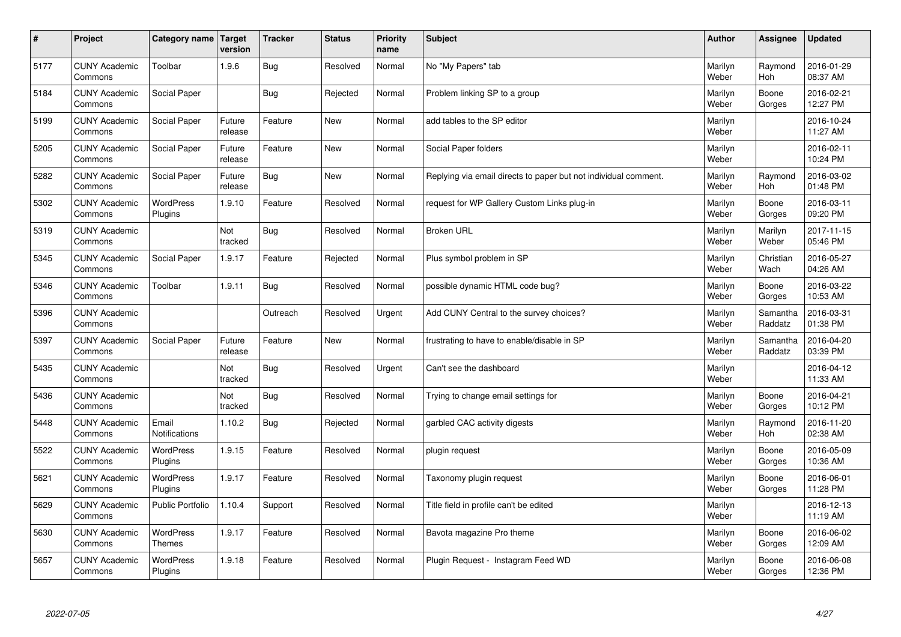| # | Project | Category name | Target version | Tracker | Status | Priority name | Subject | Author | Assignee | Updated |
|---|---|---|---|---|---|---|---|---|---|---|
| 5177 | CUNY Academic Commons | Toolbar | 1.9.6 | Bug | Resolved | Normal | No "My Papers" tab | Marilyn Weber | Raymond Hoh | 2016-01-29 08:37 AM |
| 5184 | CUNY Academic Commons | Social Paper | | Bug | Rejected | Normal | Problem linking SP to a group | Marilyn Weber | Boone Gorges | 2016-02-21 12:27 PM |
| 5199 | CUNY Academic Commons | Social Paper | Future release | Feature | New | Normal | add tables to the SP editor | Marilyn Weber | | 2016-10-24 11:27 AM |
| 5205 | CUNY Academic Commons | Social Paper | Future release | Feature | New | Normal | Social Paper folders | Marilyn Weber | | 2016-02-11 10:24 PM |
| 5282 | CUNY Academic Commons | Social Paper | Future release | Bug | New | Normal | Replying via email directs to paper but not individual comment. | Marilyn Weber | Raymond Hoh | 2016-03-02 01:48 PM |
| 5302 | CUNY Academic Commons | WordPress Plugins | 1.9.10 | Feature | Resolved | Normal | request for WP Gallery Custom Links plug-in | Marilyn Weber | Boone Gorges | 2016-03-11 09:20 PM |
| 5319 | CUNY Academic Commons | | Not tracked | Bug | Resolved | Normal | Broken URL | Marilyn Weber | Marilyn Weber | 2017-11-15 05:46 PM |
| 5345 | CUNY Academic Commons | Social Paper | 1.9.17 | Feature | Rejected | Normal | Plus symbol problem in SP | Marilyn Weber | Christian Wach | 2016-05-27 04:26 AM |
| 5346 | CUNY Academic Commons | Toolbar | 1.9.11 | Bug | Resolved | Normal | possible dynamic HTML code bug? | Marilyn Weber | Boone Gorges | 2016-03-22 10:53 AM |
| 5396 | CUNY Academic Commons | | | Outreach | Resolved | Urgent | Add CUNY Central to the survey choices? | Marilyn Weber | Samantha Raddatz | 2016-03-31 01:38 PM |
| 5397 | CUNY Academic Commons | Social Paper | Future release | Feature | New | Normal | frustrating to have to enable/disable in SP | Marilyn Weber | Samantha Raddatz | 2016-04-20 03:39 PM |
| 5435 | CUNY Academic Commons | | Not tracked | Bug | Resolved | Urgent | Can't see the dashboard | Marilyn Weber | | 2016-04-12 11:33 AM |
| 5436 | CUNY Academic Commons | | Not tracked | Bug | Resolved | Normal | Trying to change email settings for | Marilyn Weber | Boone Gorges | 2016-04-21 10:12 PM |
| 5448 | CUNY Academic Commons | Email Notifications | 1.10.2 | Bug | Rejected | Normal | garbled CAC activity digests | Marilyn Weber | Raymond Hoh | 2016-11-20 02:38 AM |
| 5522 | CUNY Academic Commons | WordPress Plugins | 1.9.15 | Feature | Resolved | Normal | plugin request | Marilyn Weber | Boone Gorges | 2016-05-09 10:36 AM |
| 5621 | CUNY Academic Commons | WordPress Plugins | 1.9.17 | Feature | Resolved | Normal | Taxonomy plugin request | Marilyn Weber | Boone Gorges | 2016-06-01 11:28 PM |
| 5629 | CUNY Academic Commons | Public Portfolio | 1.10.4 | Support | Resolved | Normal | Title field in profile can't be edited | Marilyn Weber | | 2016-12-13 11:19 AM |
| 5630 | CUNY Academic Commons | WordPress Themes | 1.9.17 | Feature | Resolved | Normal | Bavota magazine Pro theme | Marilyn Weber | Boone Gorges | 2016-06-02 12:09 AM |
| 5657 | CUNY Academic Commons | WordPress Plugins | 1.9.18 | Feature | Resolved | Normal | Plugin Request - Instagram Feed WD | Marilyn Weber | Boone Gorges | 2016-06-08 12:36 PM |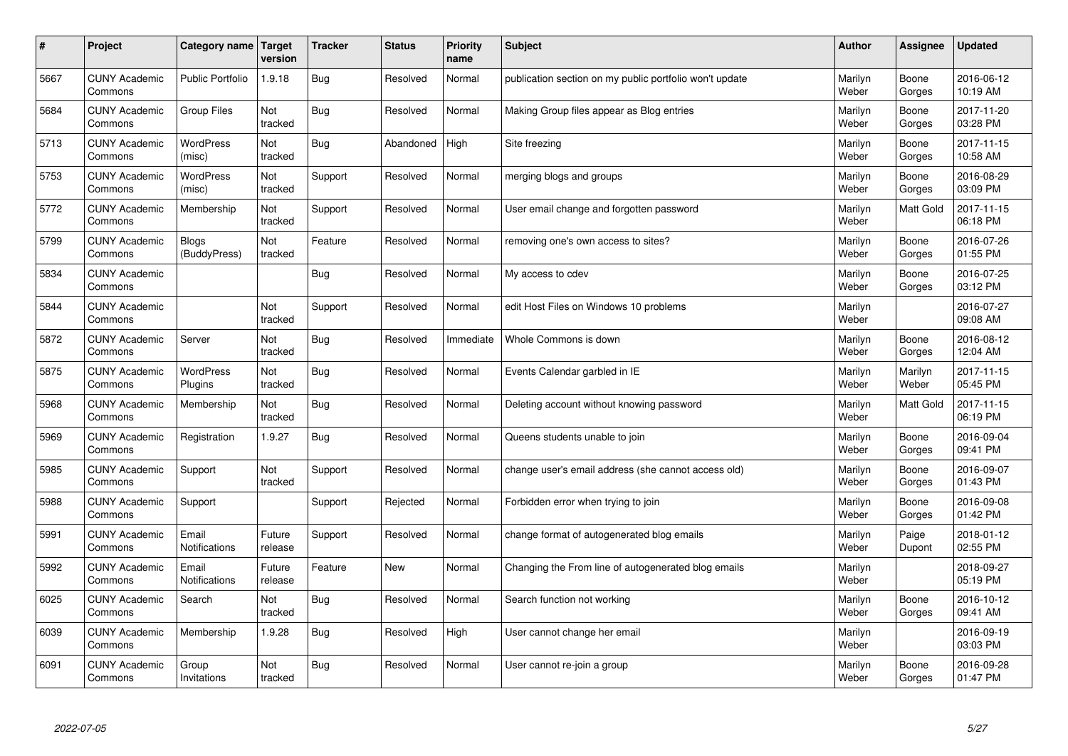| # | Project | Category name | Target version | Tracker | Status | Priority name | Subject | Author | Assignee | Updated |
|---|---|---|---|---|---|---|---|---|---|---|
| 5667 | CUNY Academic Commons | Public Portfolio | 1.9.18 | Bug | Resolved | Normal | publication section on my public portfolio won't update | Marilyn Weber | Boone Gorges | 2016-06-12 10:19 AM |
| 5684 | CUNY Academic Commons | Group Files | Not tracked | Bug | Resolved | Normal | Making Group files appear as Blog entries | Marilyn Weber | Boone Gorges | 2017-11-20 03:28 PM |
| 5713 | CUNY Academic Commons | WordPress (misc) | Not tracked | Bug | Abandoned | High | Site freezing | Marilyn Weber | Boone Gorges | 2017-11-15 10:58 AM |
| 5753 | CUNY Academic Commons | WordPress (misc) | Not tracked | Support | Resolved | Normal | merging blogs and groups | Marilyn Weber | Boone Gorges | 2016-08-29 03:09 PM |
| 5772 | CUNY Academic Commons | Membership | Not tracked | Support | Resolved | Normal | User email change and forgotten password | Marilyn Weber | Matt Gold | 2017-11-15 06:18 PM |
| 5799 | CUNY Academic Commons | Blogs (BuddyPress) | Not tracked | Feature | Resolved | Normal | removing one's own access to sites? | Marilyn Weber | Boone Gorges | 2016-07-26 01:55 PM |
| 5834 | CUNY Academic Commons | | | Bug | Resolved | Normal | My access to cdev | Marilyn Weber | Boone Gorges | 2016-07-25 03:12 PM |
| 5844 | CUNY Academic Commons | | Not tracked | Support | Resolved | Normal | edit Host Files on Windows 10 problems | Marilyn Weber | | 2016-07-27 09:08 AM |
| 5872 | CUNY Academic Commons | Server | Not tracked | Bug | Resolved | Immediate | Whole Commons is down | Marilyn Weber | Boone Gorges | 2016-08-12 12:04 AM |
| 5875 | CUNY Academic Commons | WordPress Plugins | Not tracked | Bug | Resolved | Normal | Events Calendar garbled in IE | Marilyn Weber | Marilyn Weber | 2017-11-15 05:45 PM |
| 5968 | CUNY Academic Commons | Membership | Not tracked | Bug | Resolved | Normal | Deleting account without knowing password | Marilyn Weber | Matt Gold | 2017-11-15 06:19 PM |
| 5969 | CUNY Academic Commons | Registration | 1.9.27 | Bug | Resolved | Normal | Queens students unable to join | Marilyn Weber | Boone Gorges | 2016-09-04 09:41 PM |
| 5985 | CUNY Academic Commons | Support | Not tracked | Support | Resolved | Normal | change user's email address (she cannot access old) | Marilyn Weber | Boone Gorges | 2016-09-07 01:43 PM |
| 5988 | CUNY Academic Commons | Support | | Support | Rejected | Normal | Forbidden error when trying to join | Marilyn Weber | Boone Gorges | 2016-09-08 01:42 PM |
| 5991 | CUNY Academic Commons | Email Notifications | Future release | Support | Resolved | Normal | change format of autogenerated blog emails | Marilyn Weber | Paige Dupont | 2018-01-12 02:55 PM |
| 5992 | CUNY Academic Commons | Email Notifications | Future release | Feature | New | Normal | Changing the From line of autogenerated blog emails | Marilyn Weber | | 2018-09-27 05:19 PM |
| 6025 | CUNY Academic Commons | Search | Not tracked | Bug | Resolved | Normal | Search function not working | Marilyn Weber | Boone Gorges | 2016-10-12 09:41 AM |
| 6039 | CUNY Academic Commons | Membership | 1.9.28 | Bug | Resolved | High | User cannot change her email | Marilyn Weber | | 2016-09-19 03:03 PM |
| 6091 | CUNY Academic Commons | Group Invitations | Not tracked | Bug | Resolved | Normal | User cannot re-join a group | Marilyn Weber | Boone Gorges | 2016-09-28 01:47 PM |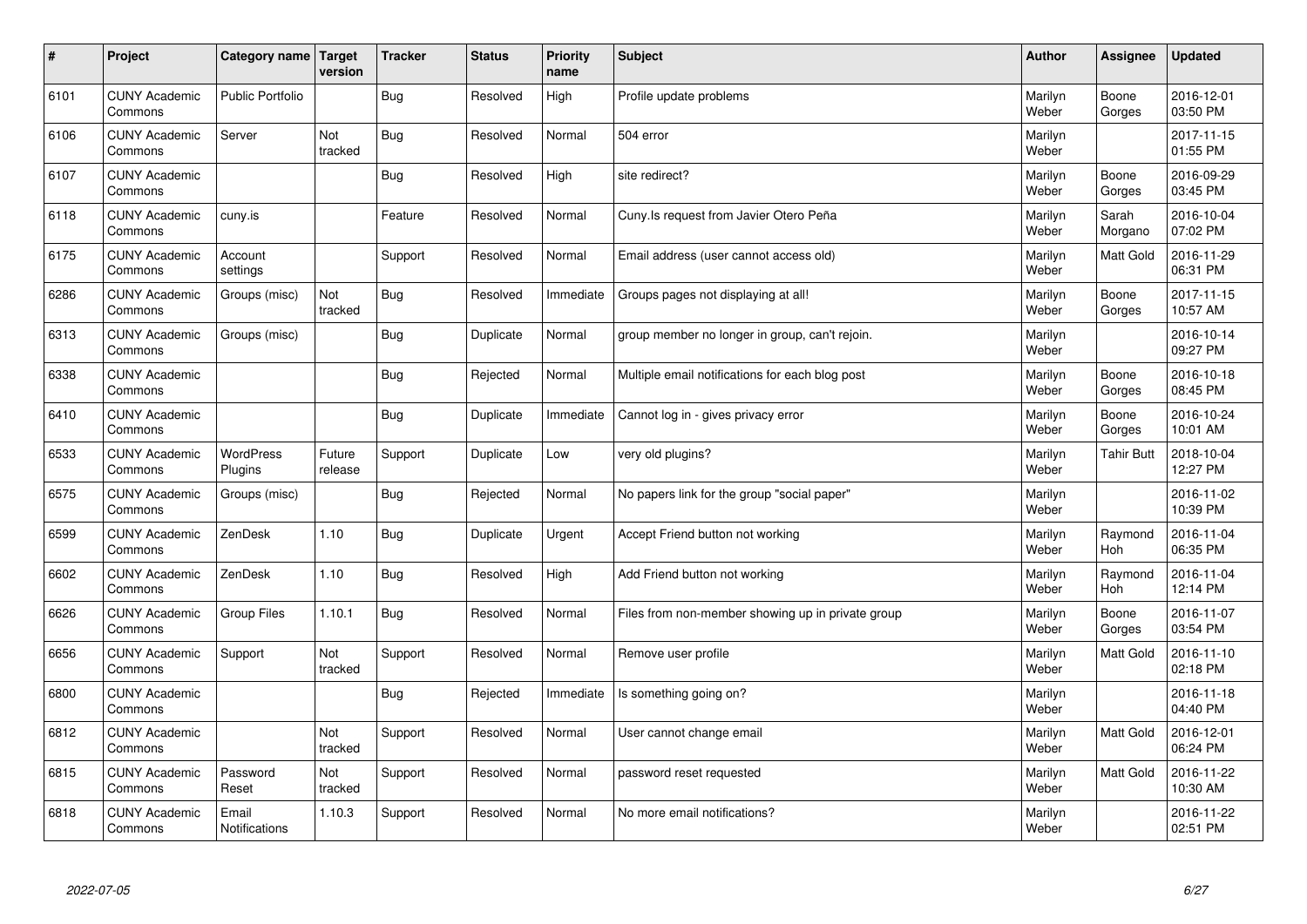| # | Project | Category name | Target version | Tracker | Status | Priority name | Subject | Author | Assignee | Updated |
|---|---|---|---|---|---|---|---|---|---|---|
| 6101 | CUNY Academic Commons | Public Portfolio | | Bug | Resolved | High | Profile update problems | Marilyn Weber | Boone Gorges | 2016-12-01 03:50 PM |
| 6106 | CUNY Academic Commons | Server | Not tracked | Bug | Resolved | Normal | 504 error | Marilyn Weber | | 2017-11-15 01:55 PM |
| 6107 | CUNY Academic Commons | | | Bug | Resolved | High | site redirect? | Marilyn Weber | Boone Gorges | 2016-09-29 03:45 PM |
| 6118 | CUNY Academic Commons | cuny.is | | Feature | Resolved | Normal | Cuny.Is request from Javier Otero Peña | Marilyn Weber | Sarah Morgano | 2016-10-04 07:02 PM |
| 6175 | CUNY Academic Commons | Account settings | | Support | Resolved | Normal | Email address (user cannot access old) | Marilyn Weber | Matt Gold | 2016-11-29 06:31 PM |
| 6286 | CUNY Academic Commons | Groups (misc) | Not tracked | Bug | Resolved | Immediate | Groups pages not displaying at all! | Marilyn Weber | Boone Gorges | 2017-11-15 10:57 AM |
| 6313 | CUNY Academic Commons | Groups (misc) | | Bug | Duplicate | Normal | group member no longer in group, can't rejoin. | Marilyn Weber | | 2016-10-14 09:27 PM |
| 6338 | CUNY Academic Commons | | | Bug | Rejected | Normal | Multiple email notifications for each blog post | Marilyn Weber | Boone Gorges | 2016-10-18 08:45 PM |
| 6410 | CUNY Academic Commons | | | Bug | Duplicate | Immediate | Cannot log in - gives privacy error | Marilyn Weber | Boone Gorges | 2016-10-24 10:01 AM |
| 6533 | CUNY Academic Commons | WordPress Plugins | Future release | Support | Duplicate | Low | very old plugins? | Marilyn Weber | Tahir Butt | 2018-10-04 12:27 PM |
| 6575 | CUNY Academic Commons | Groups (misc) | | Bug | Rejected | Normal | No papers link for the group "social paper" | Marilyn Weber | | 2016-11-02 10:39 PM |
| 6599 | CUNY Academic Commons | ZenDesk | 1.10 | Bug | Duplicate | Urgent | Accept Friend button not working | Marilyn Weber | Raymond Hoh | 2016-11-04 06:35 PM |
| 6602 | CUNY Academic Commons | ZenDesk | 1.10 | Bug | Resolved | High | Add Friend button not working | Marilyn Weber | Raymond Hoh | 2016-11-04 12:14 PM |
| 6626 | CUNY Academic Commons | Group Files | 1.10.1 | Bug | Resolved | Normal | Files from non-member showing up in private group | Marilyn Weber | Boone Gorges | 2016-11-07 03:54 PM |
| 6656 | CUNY Academic Commons | Support | Not tracked | Support | Resolved | Normal | Remove user profile | Marilyn Weber | Matt Gold | 2016-11-10 02:18 PM |
| 6800 | CUNY Academic Commons | | | Bug | Rejected | Immediate | Is something going on? | Marilyn Weber | | 2016-11-18 04:40 PM |
| 6812 | CUNY Academic Commons | | Not tracked | Support | Resolved | Normal | User cannot change email | Marilyn Weber | Matt Gold | 2016-12-01 06:24 PM |
| 6815 | CUNY Academic Commons | Password Reset | Not tracked | Support | Resolved | Normal | password reset requested | Marilyn Weber | Matt Gold | 2016-11-22 10:30 AM |
| 6818 | CUNY Academic Commons | Email Notifications | 1.10.3 | Support | Resolved | Normal | No more email notifications? | Marilyn Weber | | 2016-11-22 02:51 PM |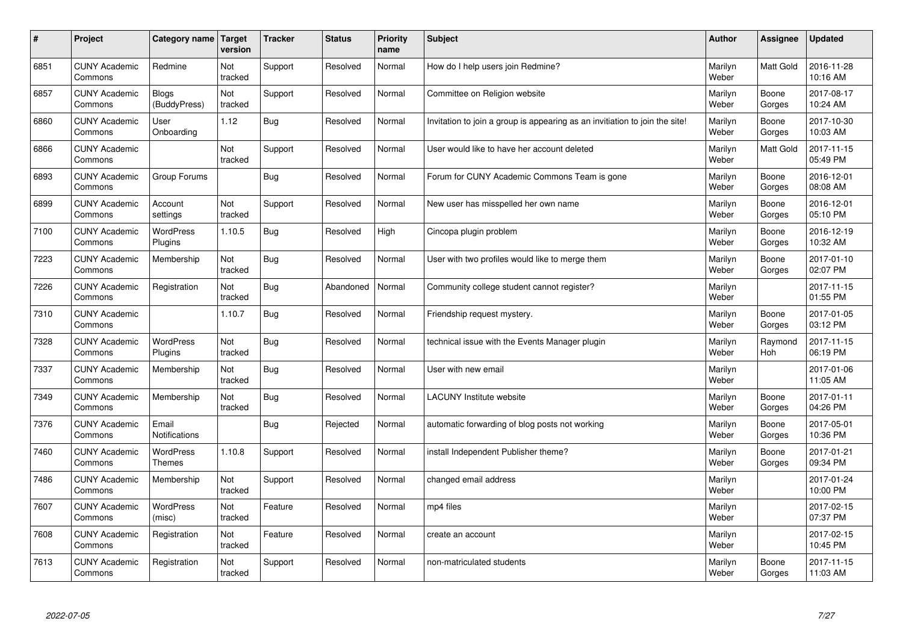| # | Project | Category name | Target version | Tracker | Status | Priority name | Subject | Author | Assignee | Updated |
|---|---|---|---|---|---|---|---|---|---|---|
| 6851 | CUNY Academic Commons | Redmine | Not tracked | Support | Resolved | Normal | How do I help users join Redmine? | Marilyn Weber | Matt Gold | 2016-11-28 10:16 AM |
| 6857 | CUNY Academic Commons | Blogs (BuddyPress) | Not tracked | Support | Resolved | Normal | Committee on Religion website | Marilyn Weber | Boone Gorges | 2017-08-17 10:24 AM |
| 6860 | CUNY Academic Commons | User Onboarding | 1.12 | Bug | Resolved | Normal | Invitation to join a group is appearing as an invitiation to join the site! | Marilyn Weber | Boone Gorges | 2017-10-30 10:03 AM |
| 6866 | CUNY Academic Commons | | Not tracked | Support | Resolved | Normal | User would like to have her account deleted | Marilyn Weber | Matt Gold | 2017-11-15 05:49 PM |
| 6893 | CUNY Academic Commons | Group Forums | | Bug | Resolved | Normal | Forum for CUNY Academic Commons Team is gone | Marilyn Weber | Boone Gorges | 2016-12-01 08:08 AM |
| 6899 | CUNY Academic Commons | Account settings | Not tracked | Support | Resolved | Normal | New user has misspelled her own name | Marilyn Weber | Boone Gorges | 2016-12-01 05:10 PM |
| 7100 | CUNY Academic Commons | WordPress Plugins | 1.10.5 | Bug | Resolved | High | Cincopa plugin problem | Marilyn Weber | Boone Gorges | 2016-12-19 10:32 AM |
| 7223 | CUNY Academic Commons | Membership | Not tracked | Bug | Resolved | Normal | User with two profiles would like to merge them | Marilyn Weber | Boone Gorges | 2017-01-10 02:07 PM |
| 7226 | CUNY Academic Commons | Registration | Not tracked | Bug | Abandoned | Normal | Community college student cannot register? | Marilyn Weber | | 2017-11-15 01:55 PM |
| 7310 | CUNY Academic Commons | | 1.10.7 | Bug | Resolved | Normal | Friendship request mystery. | Marilyn Weber | Boone Gorges | 2017-01-05 03:12 PM |
| 7328 | CUNY Academic Commons | WordPress Plugins | Not tracked | Bug | Resolved | Normal | technical issue with the Events Manager plugin | Marilyn Weber | Raymond Hoh | 2017-11-15 06:19 PM |
| 7337 | CUNY Academic Commons | Membership | Not tracked | Bug | Resolved | Normal | User with new email | Marilyn Weber | | 2017-01-06 11:05 AM |
| 7349 | CUNY Academic Commons | Membership | Not tracked | Bug | Resolved | Normal | LACUNY Institute website | Marilyn Weber | Boone Gorges | 2017-01-11 04:26 PM |
| 7376 | CUNY Academic Commons | Email Notifications | | Bug | Rejected | Normal | automatic forwarding of blog posts not working | Marilyn Weber | Boone Gorges | 2017-05-01 10:36 PM |
| 7460 | CUNY Academic Commons | WordPress Themes | 1.10.8 | Support | Resolved | Normal | install Independent Publisher theme? | Marilyn Weber | Boone Gorges | 2017-01-21 09:34 PM |
| 7486 | CUNY Academic Commons | Membership | Not tracked | Support | Resolved | Normal | changed email address | Marilyn Weber | | 2017-01-24 10:00 PM |
| 7607 | CUNY Academic Commons | WordPress (misc) | Not tracked | Feature | Resolved | Normal | mp4 files | Marilyn Weber | | 2017-02-15 07:37 PM |
| 7608 | CUNY Academic Commons | Registration | Not tracked | Feature | Resolved | Normal | create an account | Marilyn Weber | | 2017-02-15 10:45 PM |
| 7613 | CUNY Academic Commons | Registration | Not tracked | Support | Resolved | Normal | non-matriculated students | Marilyn Weber | Boone Gorges | 2017-11-15 11:03 AM |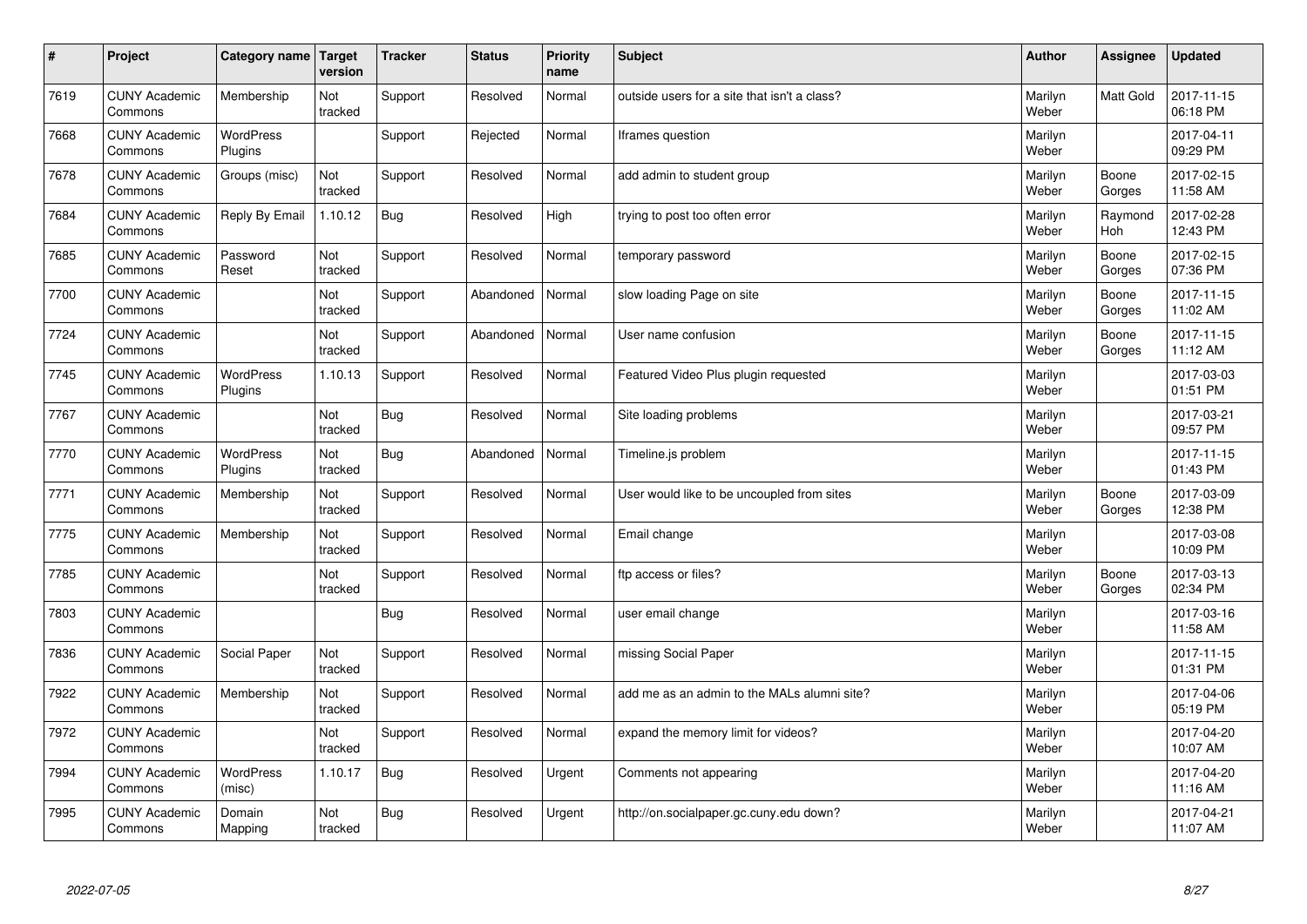| # | Project | Category name | Target version | Tracker | Status | Priority name | Subject | Author | Assignee | Updated |
|---|---|---|---|---|---|---|---|---|---|---|
| 7619 | CUNY Academic Commons | Membership | Not tracked | Support | Resolved | Normal | outside users for a site that isn't a class? | Marilyn Weber | Matt Gold | 2017-11-15 06:18 PM |
| 7668 | CUNY Academic Commons | WordPress Plugins | | Support | Rejected | Normal | Iframes question | Marilyn Weber | | 2017-04-11 09:29 PM |
| 7678 | CUNY Academic Commons | Groups (misc) | Not tracked | Support | Resolved | Normal | add admin to student group | Marilyn Weber | Boone Gorges | 2017-02-15 11:58 AM |
| 7684 | CUNY Academic Commons | Reply By Email | 1.10.12 | Bug | Resolved | High | trying to post too often error | Marilyn Weber | Raymond Hoh | 2017-02-28 12:43 PM |
| 7685 | CUNY Academic Commons | Password Reset | Not tracked | Support | Resolved | Normal | temporary password | Marilyn Weber | Boone Gorges | 2017-02-15 07:36 PM |
| 7700 | CUNY Academic Commons | | Not tracked | Support | Abandoned | Normal | slow loading Page on site | Marilyn Weber | Boone Gorges | 2017-11-15 11:02 AM |
| 7724 | CUNY Academic Commons | | Not tracked | Support | Abandoned | Normal | User name confusion | Marilyn Weber | Boone Gorges | 2017-11-15 11:12 AM |
| 7745 | CUNY Academic Commons | WordPress Plugins | 1.10.13 | Support | Resolved | Normal | Featured Video Plus plugin requested | Marilyn Weber | | 2017-03-03 01:51 PM |
| 7767 | CUNY Academic Commons | | Not tracked | Bug | Resolved | Normal | Site loading problems | Marilyn Weber | | 2017-03-21 09:57 PM |
| 7770 | CUNY Academic Commons | WordPress Plugins | Not tracked | Bug | Abandoned | Normal | Timeline.js problem | Marilyn Weber | | 2017-11-15 01:43 PM |
| 7771 | CUNY Academic Commons | Membership | Not tracked | Support | Resolved | Normal | User would like to be uncoupled from sites | Marilyn Weber | Boone Gorges | 2017-03-09 12:38 PM |
| 7775 | CUNY Academic Commons | Membership | Not tracked | Support | Resolved | Normal | Email change | Marilyn Weber | | 2017-03-08 10:09 PM |
| 7785 | CUNY Academic Commons | | Not tracked | Support | Resolved | Normal | ftp access or files? | Marilyn Weber | Boone Gorges | 2017-03-13 02:34 PM |
| 7803 | CUNY Academic Commons | | | Bug | Resolved | Normal | user email change | Marilyn Weber | | 2017-03-16 11:58 AM |
| 7836 | CUNY Academic Commons | Social Paper | Not tracked | Support | Resolved | Normal | missing Social Paper | Marilyn Weber | | 2017-11-15 01:31 PM |
| 7922 | CUNY Academic Commons | Membership | Not tracked | Support | Resolved | Normal | add me as an admin to the MALs alumni site? | Marilyn Weber | | 2017-04-06 05:19 PM |
| 7972 | CUNY Academic Commons | | Not tracked | Support | Resolved | Normal | expand the memory limit for videos? | Marilyn Weber | | 2017-04-20 10:07 AM |
| 7994 | CUNY Academic Commons | WordPress (misc) | 1.10.17 | Bug | Resolved | Urgent | Comments not appearing | Marilyn Weber | | 2017-04-20 11:16 AM |
| 7995 | CUNY Academic Commons | Domain Mapping | Not tracked | Bug | Resolved | Urgent | http://on.socialpaper.gc.cuny.edu down? | Marilyn Weber | | 2017-04-21 11:07 AM |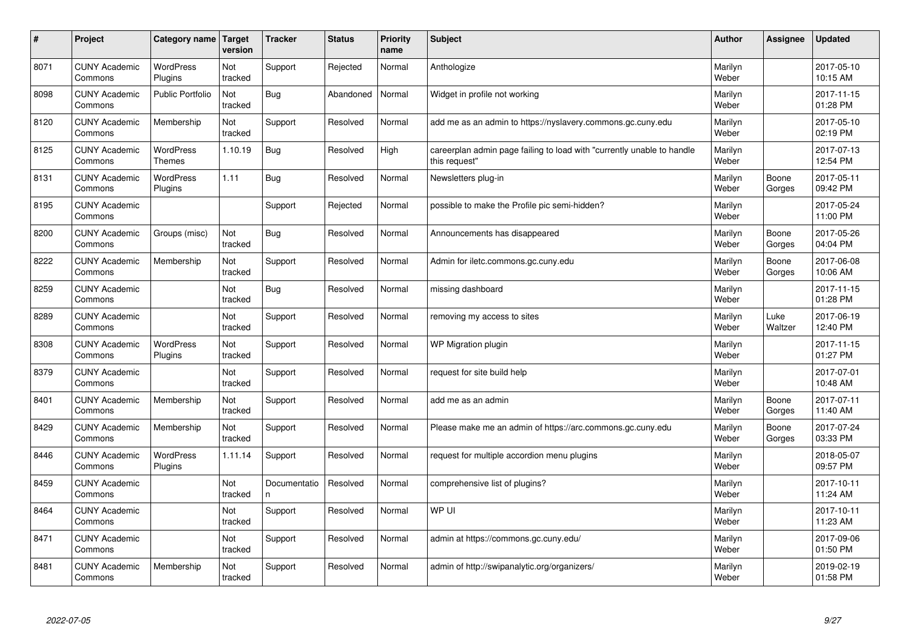| # | Project | Category name | Target version | Tracker | Status | Priority name | Subject | Author | Assignee | Updated |
|---|---|---|---|---|---|---|---|---|---|---|
| 8071 | CUNY Academic Commons | WordPress Plugins | Not tracked | Support | Rejected | Normal | Anthologize | Marilyn Weber | | 2017-05-10 10:15 AM |
| 8098 | CUNY Academic Commons | Public Portfolio | Not tracked | Bug | Abandoned | Normal | Widget in profile not working | Marilyn Weber | | 2017-11-15 01:28 PM |
| 8120 | CUNY Academic Commons | Membership | Not tracked | Support | Resolved | Normal | add me as an admin to https://nyslavery.commons.gc.cuny.edu | Marilyn Weber | | 2017-05-10 02:19 PM |
| 8125 | CUNY Academic Commons | WordPress Themes | 1.10.19 | Bug | Resolved | High | careerplan admin page failing to load with "currently unable to handle this request" | Marilyn Weber | | 2017-07-13 12:54 PM |
| 8131 | CUNY Academic Commons | WordPress Plugins | 1.11 | Bug | Resolved | Normal | Newsletters plug-in | Marilyn Weber | Boone Gorges | 2017-05-11 09:42 PM |
| 8195 | CUNY Academic Commons | | | Support | Rejected | Normal | possible to make the Profile pic semi-hidden? | Marilyn Weber | | 2017-05-24 11:00 PM |
| 8200 | CUNY Academic Commons | Groups (misc) | Not tracked | Bug | Resolved | Normal | Announcements has disappeared | Marilyn Weber | Boone Gorges | 2017-05-26 04:04 PM |
| 8222 | CUNY Academic Commons | Membership | Not tracked | Support | Resolved | Normal | Admin for iletc.commons.gc.cuny.edu | Marilyn Weber | Boone Gorges | 2017-06-08 10:06 AM |
| 8259 | CUNY Academic Commons | | Not tracked | Bug | Resolved | Normal | missing dashboard | Marilyn Weber | | 2017-11-15 01:28 PM |
| 8289 | CUNY Academic Commons | | Not tracked | Support | Resolved | Normal | removing my access to sites | Marilyn Weber | Luke Waltzer | 2017-06-19 12:40 PM |
| 8308 | CUNY Academic Commons | WordPress Plugins | Not tracked | Support | Resolved | Normal | WP Migration plugin | Marilyn Weber | | 2017-11-15 01:27 PM |
| 8379 | CUNY Academic Commons | | Not tracked | Support | Resolved | Normal | request for site build help | Marilyn Weber | | 2017-07-01 10:48 AM |
| 8401 | CUNY Academic Commons | Membership | Not tracked | Support | Resolved | Normal | add me as an admin | Marilyn Weber | Boone Gorges | 2017-07-11 11:40 AM |
| 8429 | CUNY Academic Commons | Membership | Not tracked | Support | Resolved | Normal | Please make me an admin of https://arc.commons.gc.cuny.edu | Marilyn Weber | Boone Gorges | 2017-07-24 03:33 PM |
| 8446 | CUNY Academic Commons | WordPress Plugins | 1.11.14 | Support | Resolved | Normal | request for multiple accordion menu plugins | Marilyn Weber | | 2018-05-07 09:57 PM |
| 8459 | CUNY Academic Commons | | Not tracked | Documentation | Resolved | Normal | comprehensive list of plugins? | Marilyn Weber | | 2017-10-11 11:24 AM |
| 8464 | CUNY Academic Commons | | Not tracked | Support | Resolved | Normal | WP UI | Marilyn Weber | | 2017-10-11 11:23 AM |
| 8471 | CUNY Academic Commons | | Not tracked | Support | Resolved | Normal | admin at https://commons.gc.cuny.edu/ | Marilyn Weber | | 2017-09-06 01:50 PM |
| 8481 | CUNY Academic Commons | Membership | Not tracked | Support | Resolved | Normal | admin of http://swipanalytic.org/organizers/ | Marilyn Weber | | 2019-02-19 01:58 PM |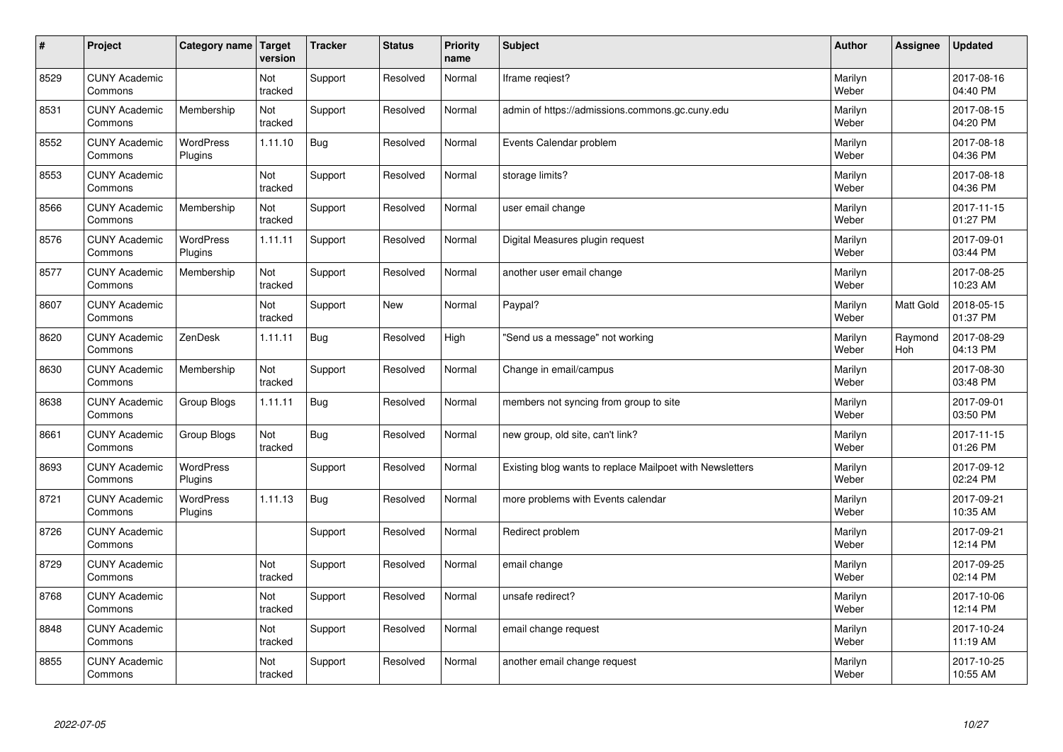| # | Project | Category name | Target version | Tracker | Status | Priority name | Subject | Author | Assignee | Updated |
|---|---|---|---|---|---|---|---|---|---|---|
| 8529 | CUNY Academic Commons | | Not tracked | Support | Resolved | Normal | Iframe reqiest? | Marilyn Weber | | 2017-08-16 04:40 PM |
| 8531 | CUNY Academic Commons | Membership | Not tracked | Support | Resolved | Normal | admin of https://admissions.commons.gc.cuny.edu | Marilyn Weber | | 2017-08-15 04:20 PM |
| 8552 | CUNY Academic Commons | WordPress Plugins | 1.11.10 | Bug | Resolved | Normal | Events Calendar problem | Marilyn Weber | | 2017-08-18 04:36 PM |
| 8553 | CUNY Academic Commons | | Not tracked | Support | Resolved | Normal | storage limits? | Marilyn Weber | | 2017-08-18 04:36 PM |
| 8566 | CUNY Academic Commons | Membership | Not tracked | Support | Resolved | Normal | user email change | Marilyn Weber | | 2017-11-15 01:27 PM |
| 8576 | CUNY Academic Commons | WordPress Plugins | 1.11.11 | Support | Resolved | Normal | Digital Measures plugin request | Marilyn Weber | | 2017-09-01 03:44 PM |
| 8577 | CUNY Academic Commons | Membership | Not tracked | Support | Resolved | Normal | another user email change | Marilyn Weber | | 2017-08-25 10:23 AM |
| 8607 | CUNY Academic Commons | | Not tracked | Support | New | Normal | Paypal? | Marilyn Weber | Matt Gold | 2018-05-15 01:37 PM |
| 8620 | CUNY Academic Commons | ZenDesk | 1.11.11 | Bug | Resolved | High | "Send us a message" not working | Marilyn Weber | Raymond Hoh | 2017-08-29 04:13 PM |
| 8630 | CUNY Academic Commons | Membership | Not tracked | Support | Resolved | Normal | Change in email/campus | Marilyn Weber | | 2017-08-30 03:48 PM |
| 8638 | CUNY Academic Commons | Group Blogs | 1.11.11 | Bug | Resolved | Normal | members not syncing from group to site | Marilyn Weber | | 2017-09-01 03:50 PM |
| 8661 | CUNY Academic Commons | Group Blogs | Not tracked | Bug | Resolved | Normal | new group, old site, can't link? | Marilyn Weber | | 2017-11-15 01:26 PM |
| 8693 | CUNY Academic Commons | WordPress Plugins | | Support | Resolved | Normal | Existing blog wants to replace Mailpoet with Newsletters | Marilyn Weber | | 2017-09-12 02:24 PM |
| 8721 | CUNY Academic Commons | WordPress Plugins | 1.11.13 | Bug | Resolved | Normal | more problems with Events calendar | Marilyn Weber | | 2017-09-21 10:35 AM |
| 8726 | CUNY Academic Commons | | | Support | Resolved | Normal | Redirect problem | Marilyn Weber | | 2017-09-21 12:14 PM |
| 8729 | CUNY Academic Commons | | Not tracked | Support | Resolved | Normal | email change | Marilyn Weber | | 2017-09-25 02:14 PM |
| 8768 | CUNY Academic Commons | | Not tracked | Support | Resolved | Normal | unsafe redirect? | Marilyn Weber | | 2017-10-06 12:14 PM |
| 8848 | CUNY Academic Commons | | Not tracked | Support | Resolved | Normal | email change request | Marilyn Weber | | 2017-10-24 11:19 AM |
| 8855 | CUNY Academic Commons | | Not tracked | Support | Resolved | Normal | another email change request | Marilyn Weber | | 2017-10-25 10:55 AM |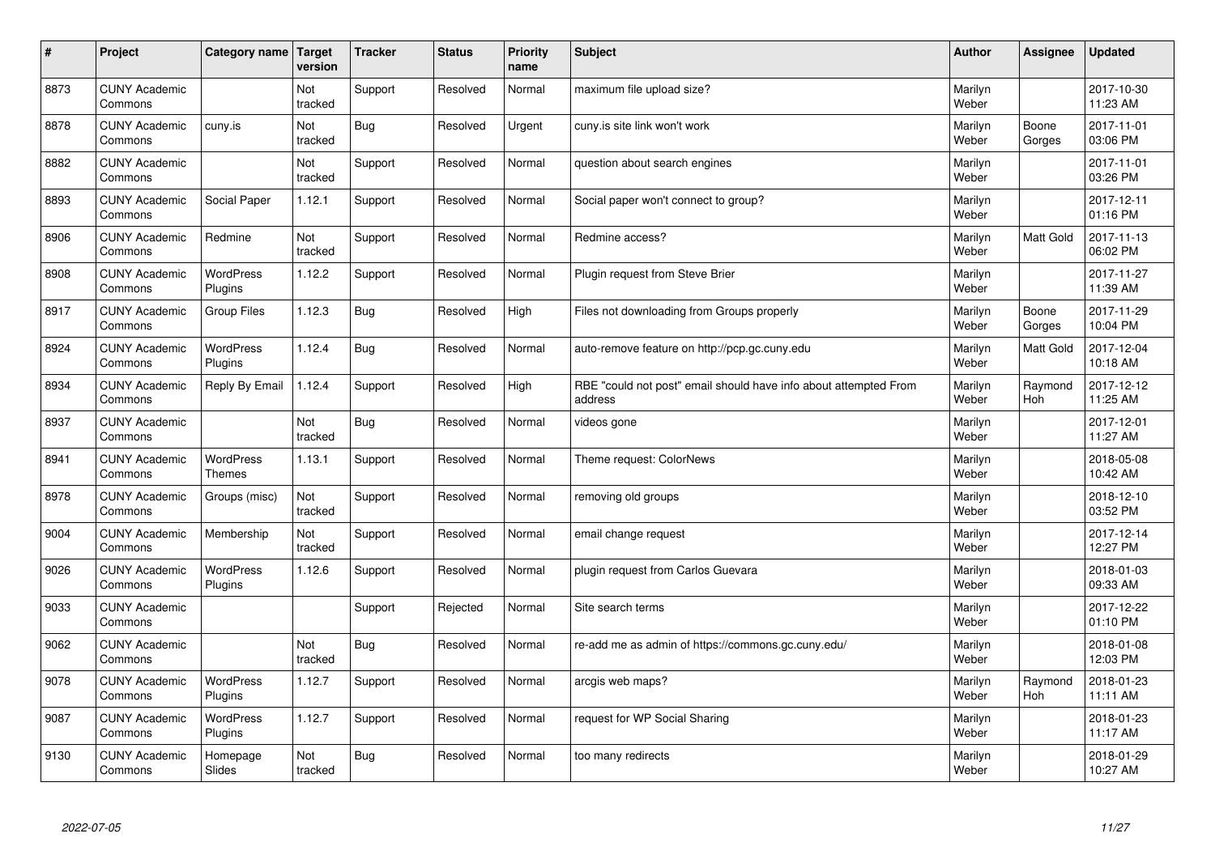| # | Project | Category name | Target version | Tracker | Status | Priority name | Subject | Author | Assignee | Updated |
|---|---|---|---|---|---|---|---|---|---|---|
| 8873 | CUNY Academic Commons | | Not tracked | Support | Resolved | Normal | maximum file upload size? | Marilyn Weber | | 2017-10-30 11:23 AM |
| 8878 | CUNY Academic Commons | cuny.is | Not tracked | Bug | Resolved | Urgent | cuny.is site link won't work | Marilyn Weber | Boone Gorges | 2017-11-01 03:06 PM |
| 8882 | CUNY Academic Commons | | Not tracked | Support | Resolved | Normal | question about search engines | Marilyn Weber | | 2017-11-01 03:26 PM |
| 8893 | CUNY Academic Commons | Social Paper | 1.12.1 | Support | Resolved | Normal | Social paper won't connect to group? | Marilyn Weber | | 2017-12-11 01:16 PM |
| 8906 | CUNY Academic Commons | Redmine | Not tracked | Support | Resolved | Normal | Redmine access? | Marilyn Weber | Matt Gold | 2017-11-13 06:02 PM |
| 8908 | CUNY Academic Commons | WordPress Plugins | 1.12.2 | Support | Resolved | Normal | Plugin request from Steve Brier | Marilyn Weber | | 2017-11-27 11:39 AM |
| 8917 | CUNY Academic Commons | Group Files | 1.12.3 | Bug | Resolved | High | Files not downloading from Groups properly | Marilyn Weber | Boone Gorges | 2017-11-29 10:04 PM |
| 8924 | CUNY Academic Commons | WordPress Plugins | 1.12.4 | Bug | Resolved | Normal | auto-remove feature on http://pcp.gc.cuny.edu | Marilyn Weber | Matt Gold | 2017-12-04 10:18 AM |
| 8934 | CUNY Academic Commons | Reply By Email | 1.12.4 | Support | Resolved | High | RBE "could not post" email should have info about attempted From address | Marilyn Weber | Raymond Hoh | 2017-12-12 11:25 AM |
| 8937 | CUNY Academic Commons | | Not tracked | Bug | Resolved | Normal | videos gone | Marilyn Weber | | 2017-12-01 11:27 AM |
| 8941 | CUNY Academic Commons | WordPress Themes | 1.13.1 | Support | Resolved | Normal | Theme request: ColorNews | Marilyn Weber | | 2018-05-08 10:42 AM |
| 8978 | CUNY Academic Commons | Groups (misc) | Not tracked | Support | Resolved | Normal | removing old groups | Marilyn Weber | | 2018-12-10 03:52 PM |
| 9004 | CUNY Academic Commons | Membership | Not tracked | Support | Resolved | Normal | email change request | Marilyn Weber | | 2017-12-14 12:27 PM |
| 9026 | CUNY Academic Commons | WordPress Plugins | 1.12.6 | Support | Resolved | Normal | plugin request from Carlos Guevara | Marilyn Weber | | 2018-01-03 09:33 AM |
| 9033 | CUNY Academic Commons | | | Support | Rejected | Normal | Site search terms | Marilyn Weber | | 2017-12-22 01:10 PM |
| 9062 | CUNY Academic Commons | | Not tracked | Bug | Resolved | Normal | re-add me as admin of https://commons.gc.cuny.edu/ | Marilyn Weber | | 2018-01-08 12:03 PM |
| 9078 | CUNY Academic Commons | WordPress Plugins | 1.12.7 | Support | Resolved | Normal | arcgis web maps? | Marilyn Weber | Raymond Hoh | 2018-01-23 11:11 AM |
| 9087 | CUNY Academic Commons | WordPress Plugins | 1.12.7 | Support | Resolved | Normal | request for WP Social Sharing | Marilyn Weber | | 2018-01-23 11:17 AM |
| 9130 | CUNY Academic Commons | Homepage Slides | Not tracked | Bug | Resolved | Normal | too many redirects | Marilyn Weber | | 2018-01-29 10:27 AM |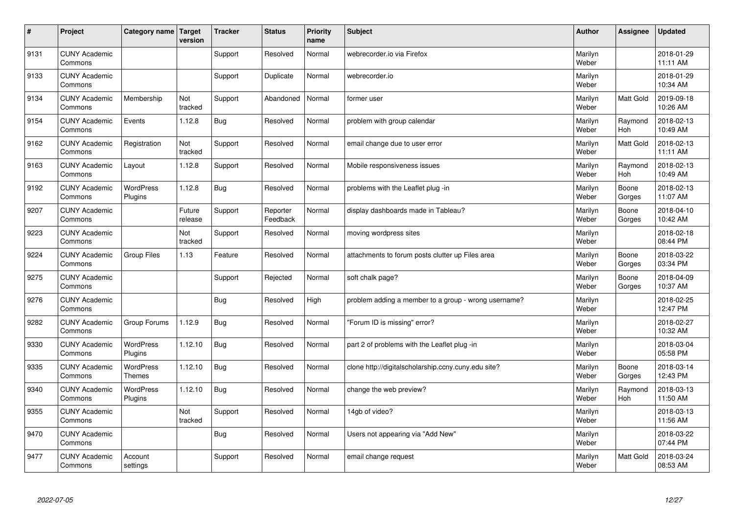| # | Project | Category name | Target version | Tracker | Status | Priority name | Subject | Author | Assignee | Updated |
|---|---|---|---|---|---|---|---|---|---|---|
| 9131 | CUNY Academic Commons | | | Support | Resolved | Normal | webrecorder.io via Firefox | Marilyn Weber | | 2018-01-29 11:11 AM |
| 9133 | CUNY Academic Commons | | | Support | Duplicate | Normal | webrecorder.io | Marilyn Weber | | 2018-01-29 10:34 AM |
| 9134 | CUNY Academic Commons | Membership | Not tracked | Support | Abandoned | Normal | former user | Marilyn Weber | Matt Gold | 2019-09-18 10:26 AM |
| 9154 | CUNY Academic Commons | Events | 1.12.8 | Bug | Resolved | Normal | problem with group calendar | Marilyn Weber | Raymond Hoh | 2018-02-13 10:49 AM |
| 9162 | CUNY Academic Commons | Registration | Not tracked | Support | Resolved | Normal | email change due to user error | Marilyn Weber | Matt Gold | 2018-02-13 11:11 AM |
| 9163 | CUNY Academic Commons | Layout | 1.12.8 | Support | Resolved | Normal | Mobile responsiveness issues | Marilyn Weber | Raymond Hoh | 2018-02-13 10:49 AM |
| 9192 | CUNY Academic Commons | WordPress Plugins | 1.12.8 | Bug | Resolved | Normal | problems with the Leaflet plug -in | Marilyn Weber | Boone Gorges | 2018-02-13 11:07 AM |
| 9207 | CUNY Academic Commons | | Future release | Support | Reporter Feedback | Normal | display dashboards made in Tableau? | Marilyn Weber | Boone Gorges | 2018-04-10 10:42 AM |
| 9223 | CUNY Academic Commons | | Not tracked | Support | Resolved | Normal | moving wordpress sites | Marilyn Weber | | 2018-02-18 08:44 PM |
| 9224 | CUNY Academic Commons | Group Files | 1.13 | Feature | Resolved | Normal | attachments to forum posts clutter up Files area | Marilyn Weber | Boone Gorges | 2018-03-22 03:34 PM |
| 9275 | CUNY Academic Commons | | | Support | Rejected | Normal | soft chalk page? | Marilyn Weber | Boone Gorges | 2018-04-09 10:37 AM |
| 9276 | CUNY Academic Commons | | | Bug | Resolved | High | problem adding a member to a group - wrong username? | Marilyn Weber | | 2018-02-25 12:47 PM |
| 9282 | CUNY Academic Commons | Group Forums | 1.12.9 | Bug | Resolved | Normal | "Forum ID is missing" error? | Marilyn Weber | | 2018-02-27 10:32 AM |
| 9330 | CUNY Academic Commons | WordPress Plugins | 1.12.10 | Bug | Resolved | Normal | part 2 of problems with the Leaflet plug -in | Marilyn Weber | | 2018-03-04 05:58 PM |
| 9335 | CUNY Academic Commons | WordPress Themes | 1.12.10 | Bug | Resolved | Normal | clone http://digitalscholarship.ccny.cuny.edu site? | Marilyn Weber | Boone Gorges | 2018-03-14 12:43 PM |
| 9340 | CUNY Academic Commons | WordPress Plugins | 1.12.10 | Bug | Resolved | Normal | change the web preview? | Marilyn Weber | Raymond Hoh | 2018-03-13 11:50 AM |
| 9355 | CUNY Academic Commons | | Not tracked | Support | Resolved | Normal | 14gb of video? | Marilyn Weber | | 2018-03-13 11:56 AM |
| 9470 | CUNY Academic Commons | | | Bug | Resolved | Normal | Users not appearing via "Add New" | Marilyn Weber | | 2018-03-22 07:44 PM |
| 9477 | CUNY Academic Commons | Account settings | | Support | Resolved | Normal | email change request | Marilyn Weber | Matt Gold | 2018-03-24 08:53 AM |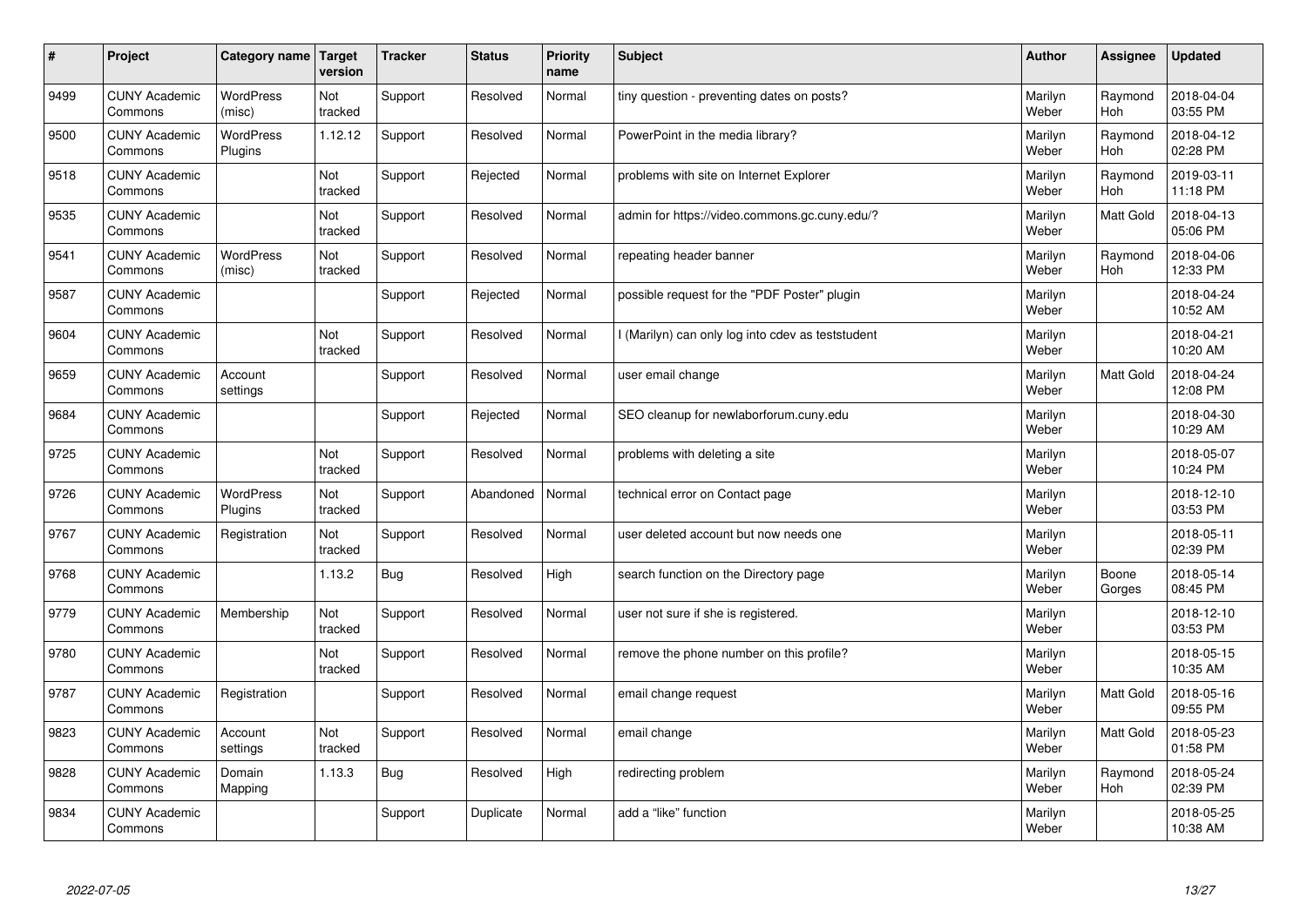| # | Project | Category name | Target version | Tracker | Status | Priority name | Subject | Author | Assignee | Updated |
|---|---|---|---|---|---|---|---|---|---|---|
| 9499 | CUNY Academic Commons | WordPress (misc) | Not tracked | Support | Resolved | Normal | tiny question - preventing dates on posts? | Marilyn Weber | Raymond Hoh | 2018-04-04 03:55 PM |
| 9500 | CUNY Academic Commons | WordPress Plugins | 1.12.12 | Support | Resolved | Normal | PowerPoint in the media library? | Marilyn Weber | Raymond Hoh | 2018-04-12 02:28 PM |
| 9518 | CUNY Academic Commons | | Not tracked | Support | Rejected | Normal | problems with site on Internet Explorer | Marilyn Weber | Raymond Hoh | 2019-03-11 11:18 PM |
| 9535 | CUNY Academic Commons | | Not tracked | Support | Resolved | Normal | admin for https://video.commons.gc.cuny.edu/? | Marilyn Weber | Matt Gold | 2018-04-13 05:06 PM |
| 9541 | CUNY Academic Commons | WordPress (misc) | Not tracked | Support | Resolved | Normal | repeating header banner | Marilyn Weber | Raymond Hoh | 2018-04-06 12:33 PM |
| 9587 | CUNY Academic Commons | | | Support | Rejected | Normal | possible request for the "PDF Poster" plugin | Marilyn Weber | | 2018-04-24 10:52 AM |
| 9604 | CUNY Academic Commons | | Not tracked | Support | Resolved | Normal | I (Marilyn) can only log into cdev as teststudent | Marilyn Weber | | 2018-04-21 10:20 AM |
| 9659 | CUNY Academic Commons | Account settings | | Support | Resolved | Normal | user email change | Marilyn Weber | Matt Gold | 2018-04-24 12:08 PM |
| 9684 | CUNY Academic Commons | | | Support | Rejected | Normal | SEO cleanup for newlaborforum.cuny.edu | Marilyn Weber | | 2018-04-30 10:29 AM |
| 9725 | CUNY Academic Commons | | Not tracked | Support | Resolved | Normal | problems with deleting a site | Marilyn Weber | | 2018-05-07 10:24 PM |
| 9726 | CUNY Academic Commons | WordPress Plugins | Not tracked | Support | Abandoned | Normal | technical error on Contact page | Marilyn Weber | | 2018-12-10 03:53 PM |
| 9767 | CUNY Academic Commons | Registration | Not tracked | Support | Resolved | Normal | user deleted account but now needs one | Marilyn Weber | | 2018-05-11 02:39 PM |
| 9768 | CUNY Academic Commons | | 1.13.2 | Bug | Resolved | High | search function on the Directory page | Marilyn Weber | Boone Gorges | 2018-05-14 08:45 PM |
| 9779 | CUNY Academic Commons | Membership | Not tracked | Support | Resolved | Normal | user not sure if she is registered. | Marilyn Weber | | 2018-12-10 03:53 PM |
| 9780 | CUNY Academic Commons | | Not tracked | Support | Resolved | Normal | remove the phone number on this profile? | Marilyn Weber | | 2018-05-15 10:35 AM |
| 9787 | CUNY Academic Commons | Registration | | Support | Resolved | Normal | email change request | Marilyn Weber | Matt Gold | 2018-05-16 09:55 PM |
| 9823 | CUNY Academic Commons | Account settings | Not tracked | Support | Resolved | Normal | email change | Marilyn Weber | Matt Gold | 2018-05-23 01:58 PM |
| 9828 | CUNY Academic Commons | Domain Mapping | 1.13.3 | Bug | Resolved | High | redirecting problem | Marilyn Weber | Raymond Hoh | 2018-05-24 02:39 PM |
| 9834 | CUNY Academic Commons | | | Support | Duplicate | Normal | add a "like" function | Marilyn Weber | | 2018-05-25 10:38 AM |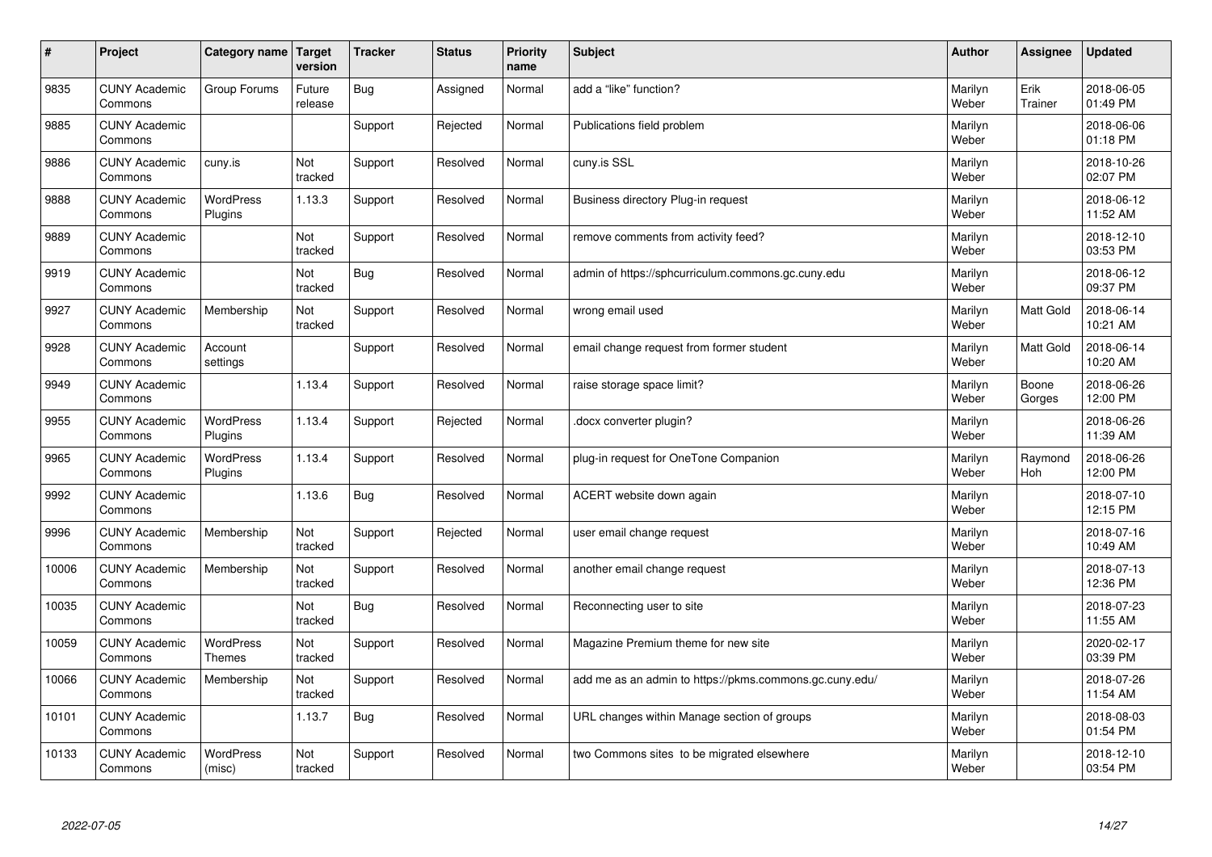| # | Project | Category name | Target version | Tracker | Status | Priority name | Subject | Author | Assignee | Updated |
|---|---|---|---|---|---|---|---|---|---|---|
| 9835 | CUNY Academic Commons | Group Forums | Future release | Bug | Assigned | Normal | add a "like" function? | Marilyn Weber | Erik Trainer | 2018-06-05 01:49 PM |
| 9885 | CUNY Academic Commons | | | Support | Rejected | Normal | Publications field problem | Marilyn Weber | | 2018-06-06 01:18 PM |
| 9886 | CUNY Academic Commons | cuny.is | Not tracked | Support | Resolved | Normal | cuny.is SSL | Marilyn Weber | | 2018-10-26 02:07 PM |
| 9888 | CUNY Academic Commons | WordPress Plugins | 1.13.3 | Support | Resolved | Normal | Business directory Plug-in request | Marilyn Weber | | 2018-06-12 11:52 AM |
| 9889 | CUNY Academic Commons | | Not tracked | Support | Resolved | Normal | remove comments from activity feed? | Marilyn Weber | | 2018-12-10 03:53 PM |
| 9919 | CUNY Academic Commons | | Not tracked | Bug | Resolved | Normal | admin of https://sphcurriculum.commons.gc.cuny.edu | Marilyn Weber | | 2018-06-12 09:37 PM |
| 9927 | CUNY Academic Commons | Membership | Not tracked | Support | Resolved | Normal | wrong email used | Marilyn Weber | Matt Gold | 2018-06-14 10:21 AM |
| 9928 | CUNY Academic Commons | Account settings | | Support | Resolved | Normal | email change request from former student | Marilyn Weber | Matt Gold | 2018-06-14 10:20 AM |
| 9949 | CUNY Academic Commons | | 1.13.4 | Support | Resolved | Normal | raise storage space limit? | Marilyn Weber | Boone Gorges | 2018-06-26 12:00 PM |
| 9955 | CUNY Academic Commons | WordPress Plugins | 1.13.4 | Support | Rejected | Normal | .docx converter plugin? | Marilyn Weber | | 2018-06-26 11:39 AM |
| 9965 | CUNY Academic Commons | WordPress Plugins | 1.13.4 | Support | Resolved | Normal | plug-in request for OneTone Companion | Marilyn Weber | Raymond Hoh | 2018-06-26 12:00 PM |
| 9992 | CUNY Academic Commons | | 1.13.6 | Bug | Resolved | Normal | ACERT website down again | Marilyn Weber | | 2018-07-10 12:15 PM |
| 9996 | CUNY Academic Commons | Membership | Not tracked | Support | Rejected | Normal | user email change request | Marilyn Weber | | 2018-07-16 10:49 AM |
| 10006 | CUNY Academic Commons | Membership | Not tracked | Support | Resolved | Normal | another email change request | Marilyn Weber | | 2018-07-13 12:36 PM |
| 10035 | CUNY Academic Commons | | Not tracked | Bug | Resolved | Normal | Reconnecting user to site | Marilyn Weber | | 2018-07-23 11:55 AM |
| 10059 | CUNY Academic Commons | WordPress Themes | Not tracked | Support | Resolved | Normal | Magazine Premium theme for new site | Marilyn Weber | | 2020-02-17 03:39 PM |
| 10066 | CUNY Academic Commons | Membership | Not tracked | Support | Resolved | Normal | add me as an admin to https://pkms.commons.gc.cuny.edu/ | Marilyn Weber | | 2018-07-26 11:54 AM |
| 10101 | CUNY Academic Commons | | 1.13.7 | Bug | Resolved | Normal | URL changes within Manage section of groups | Marilyn Weber | | 2018-08-03 01:54 PM |
| 10133 | CUNY Academic Commons | WordPress (misc) | Not tracked | Support | Resolved | Normal | two Commons sites to be migrated elsewhere | Marilyn Weber | | 2018-12-10 03:54 PM |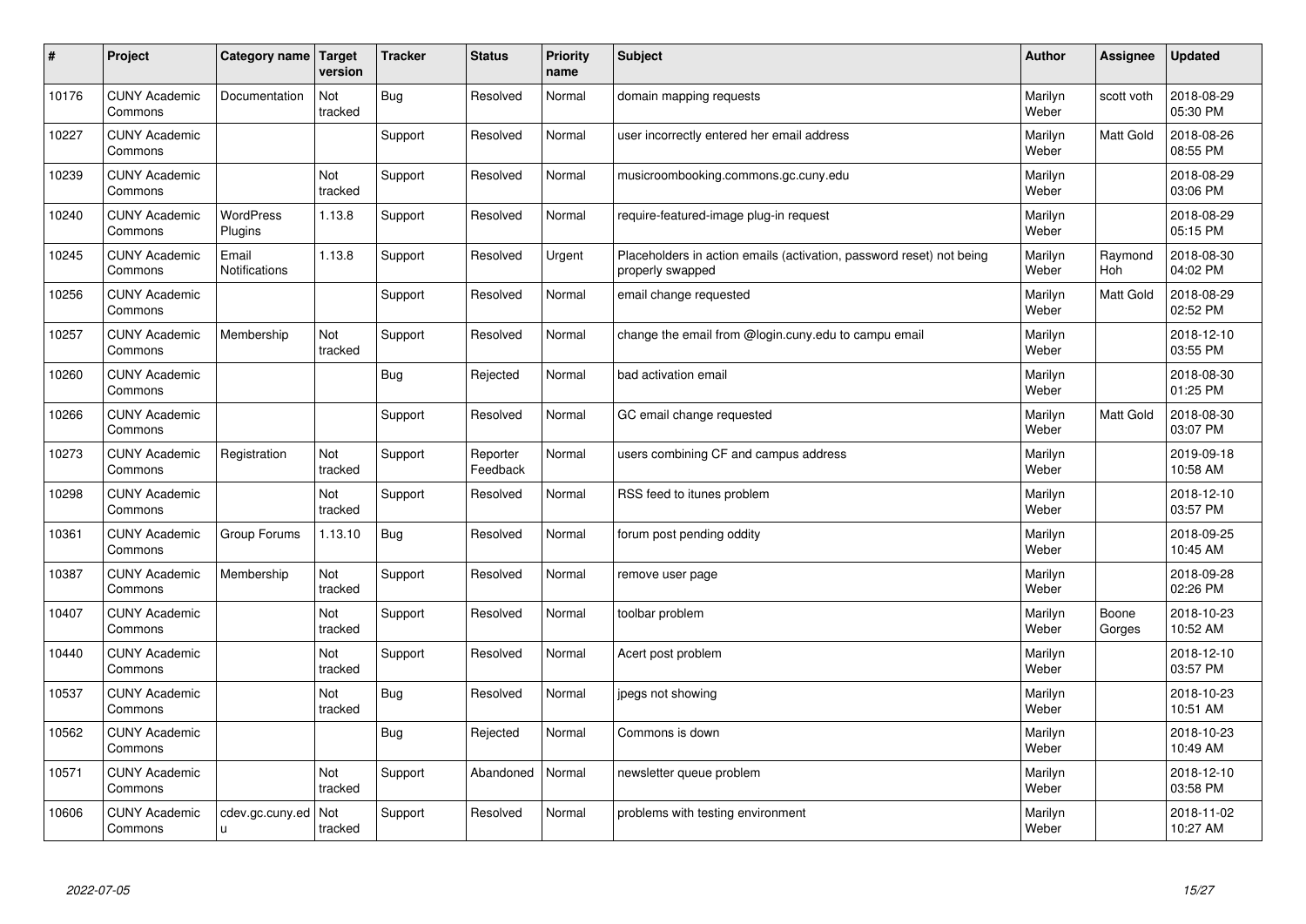| # | Project | Category name | Target version | Tracker | Status | Priority name | Subject | Author | Assignee | Updated |
|---|---|---|---|---|---|---|---|---|---|---|
| 10176 | CUNY Academic Commons | Documentation | Not tracked | Bug | Resolved | Normal | domain mapping requests | Marilyn Weber | scott voth | 2018-08-29 05:30 PM |
| 10227 | CUNY Academic Commons | | | Support | Resolved | Normal | user incorrectly entered her email address | Marilyn Weber | Matt Gold | 2018-08-26 08:55 PM |
| 10239 | CUNY Academic Commons | | Not tracked | Support | Resolved | Normal | musicroombooking.commons.gc.cuny.edu | Marilyn Weber | | 2018-08-29 03:06 PM |
| 10240 | CUNY Academic Commons | WordPress Plugins | 1.13.8 | Support | Resolved | Normal | require-featured-image plug-in request | Marilyn Weber | | 2018-08-29 05:15 PM |
| 10245 | CUNY Academic Commons | Email Notifications | 1.13.8 | Support | Resolved | Urgent | Placeholders in action emails (activation, password reset) not being properly swapped | Marilyn Weber | Raymond Hoh | 2018-08-30 04:02 PM |
| 10256 | CUNY Academic Commons | | | Support | Resolved | Normal | email change requested | Marilyn Weber | Matt Gold | 2018-08-29 02:52 PM |
| 10257 | CUNY Academic Commons | Membership | Not tracked | Support | Resolved | Normal | change the email from @login.cuny.edu to campu email | Marilyn Weber | | 2018-12-10 03:55 PM |
| 10260 | CUNY Academic Commons | | | Bug | Rejected | Normal | bad activation email | Marilyn Weber | | 2018-08-30 01:25 PM |
| 10266 | CUNY Academic Commons | | | Support | Resolved | Normal | GC email change requested | Marilyn Weber | Matt Gold | 2018-08-30 03:07 PM |
| 10273 | CUNY Academic Commons | Registration | Not tracked | Support | Reporter Feedback | Normal | users combining CF and campus address | Marilyn Weber | | 2019-09-18 10:58 AM |
| 10298 | CUNY Academic Commons | | Not tracked | Support | Resolved | Normal | RSS feed to itunes problem | Marilyn Weber | | 2018-12-10 03:57 PM |
| 10361 | CUNY Academic Commons | Group Forums | 1.13.10 | Bug | Resolved | Normal | forum post pending oddity | Marilyn Weber | | 2018-09-25 10:45 AM |
| 10387 | CUNY Academic Commons | Membership | Not tracked | Support | Resolved | Normal | remove user page | Marilyn Weber | | 2018-09-28 02:26 PM |
| 10407 | CUNY Academic Commons | | Not tracked | Support | Resolved | Normal | toolbar problem | Marilyn Weber | Boone Gorges | 2018-10-23 10:52 AM |
| 10440 | CUNY Academic Commons | | Not tracked | Support | Resolved | Normal | Acert post problem | Marilyn Weber | | 2018-12-10 03:57 PM |
| 10537 | CUNY Academic Commons | | Not tracked | Bug | Resolved | Normal | jpegs not showing | Marilyn Weber | | 2018-10-23 10:51 AM |
| 10562 | CUNY Academic Commons | | | Bug | Rejected | Normal | Commons is down | Marilyn Weber | | 2018-10-23 10:49 AM |
| 10571 | CUNY Academic Commons | | Not tracked | Support | Abandoned | Normal | newsletter queue problem | Marilyn Weber | | 2018-12-10 03:58 PM |
| 10606 | CUNY Academic Commons | cdev.gc.cuny.edu | Not tracked | Support | Resolved | Normal | problems with testing environment | Marilyn Weber | | 2018-11-02 10:27 AM |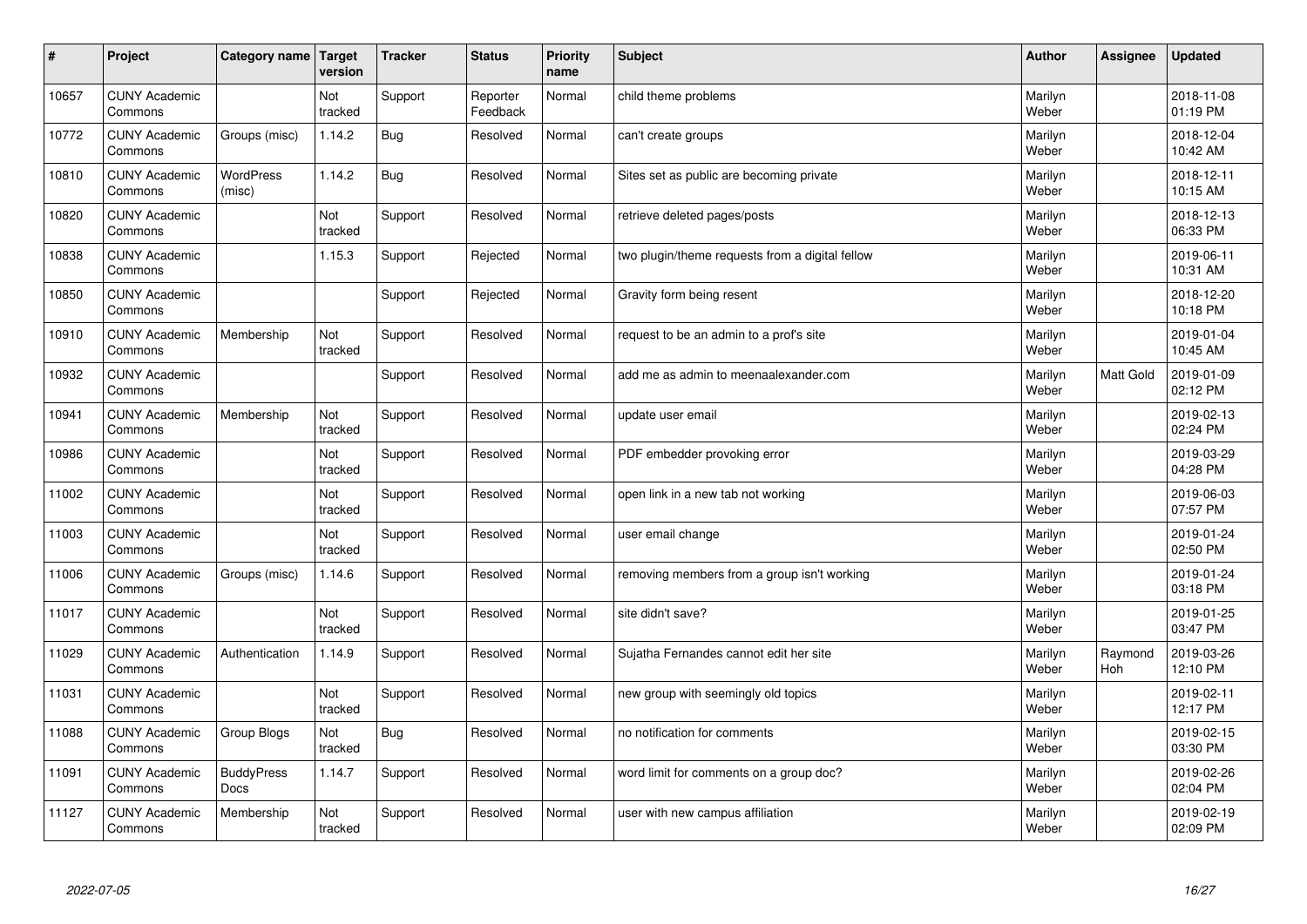| # | Project | Category name | Target version | Tracker | Status | Priority name | Subject | Author | Assignee | Updated |
|---|---|---|---|---|---|---|---|---|---|---|
| 10657 | CUNY Academic Commons | | Not tracked | Support | Reporter Feedback | Normal | child theme problems | Marilyn Weber | | 2018-11-08 01:19 PM |
| 10772 | CUNY Academic Commons | Groups (misc) | 1.14.2 | Bug | Resolved | Normal | can't create groups | Marilyn Weber | | 2018-12-04 10:42 AM |
| 10810 | CUNY Academic Commons | WordPress (misc) | 1.14.2 | Bug | Resolved | Normal | Sites set as public are becoming private | Marilyn Weber | | 2018-12-11 10:15 AM |
| 10820 | CUNY Academic Commons | | Not tracked | Support | Resolved | Normal | retrieve deleted pages/posts | Marilyn Weber | | 2018-12-13 06:33 PM |
| 10838 | CUNY Academic Commons | | 1.15.3 | Support | Rejected | Normal | two plugin/theme requests from a digital fellow | Marilyn Weber | | 2019-06-11 10:31 AM |
| 10850 | CUNY Academic Commons | | | Support | Rejected | Normal | Gravity form being resent | Marilyn Weber | | 2018-12-20 10:18 PM |
| 10910 | CUNY Academic Commons | Membership | Not tracked | Support | Resolved | Normal | request to be an admin to a prof's site | Marilyn Weber | | 2019-01-04 10:45 AM |
| 10932 | CUNY Academic Commons | | | Support | Resolved | Normal | add me as admin to meenaalexander.com | Marilyn Weber | Matt Gold | 2019-01-09 02:12 PM |
| 10941 | CUNY Academic Commons | Membership | Not tracked | Support | Resolved | Normal | update user email | Marilyn Weber | | 2019-02-13 02:24 PM |
| 10986 | CUNY Academic Commons | | Not tracked | Support | Resolved | Normal | PDF embedder provoking error | Marilyn Weber | | 2019-03-29 04:28 PM |
| 11002 | CUNY Academic Commons | | Not tracked | Support | Resolved | Normal | open link in a new tab not working | Marilyn Weber | | 2019-06-03 07:57 PM |
| 11003 | CUNY Academic Commons | | Not tracked | Support | Resolved | Normal | user email change | Marilyn Weber | | 2019-01-24 02:50 PM |
| 11006 | CUNY Academic Commons | Groups (misc) | 1.14.6 | Support | Resolved | Normal | removing members from a group isn't working | Marilyn Weber | | 2019-01-24 03:18 PM |
| 11017 | CUNY Academic Commons | | Not tracked | Support | Resolved | Normal | site didn't save? | Marilyn Weber | | 2019-01-25 03:47 PM |
| 11029 | CUNY Academic Commons | Authentication | 1.14.9 | Support | Resolved | Normal | Sujatha Fernandes cannot edit her site | Marilyn Weber | Raymond Hoh | 2019-03-26 12:10 PM |
| 11031 | CUNY Academic Commons | | Not tracked | Support | Resolved | Normal | new group with seemingly old topics | Marilyn Weber | | 2019-02-11 12:17 PM |
| 11088 | CUNY Academic Commons | Group Blogs | Not tracked | Bug | Resolved | Normal | no notification for comments | Marilyn Weber | | 2019-02-15 03:30 PM |
| 11091 | CUNY Academic Commons | BuddyPress Docs | 1.14.7 | Support | Resolved | Normal | word limit for comments on a group doc? | Marilyn Weber | | 2019-02-26 02:04 PM |
| 11127 | CUNY Academic Commons | Membership | Not tracked | Support | Resolved | Normal | user with new campus affiliation | Marilyn Weber | | 2019-02-19 02:09 PM |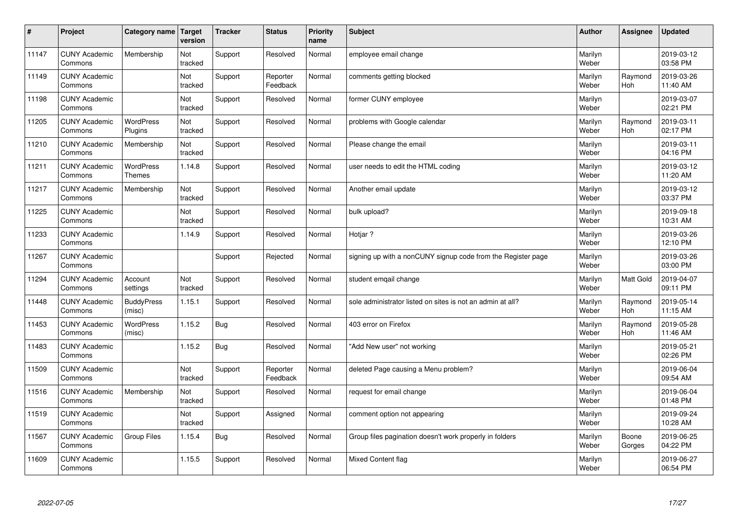| # | Project | Category name | Target version | Tracker | Status | Priority name | Subject | Author | Assignee | Updated |
|---|---|---|---|---|---|---|---|---|---|---|
| 11147 | CUNY Academic Commons | Membership | Not tracked | Support | Resolved | Normal | employee email change | Marilyn Weber | | 2019-03-12 03:58 PM |
| 11149 | CUNY Academic Commons | | Not tracked | Support | Reporter Feedback | Normal | comments getting blocked | Marilyn Weber | Raymond Hoh | 2019-03-26 11:40 AM |
| 11198 | CUNY Academic Commons | | Not tracked | Support | Resolved | Normal | former CUNY employee | Marilyn Weber | | 2019-03-07 02:21 PM |
| 11205 | CUNY Academic Commons | WordPress Plugins | Not tracked | Support | Resolved | Normal | problems with Google calendar | Marilyn Weber | Raymond Hoh | 2019-03-11 02:17 PM |
| 11210 | CUNY Academic Commons | Membership | Not tracked | Support | Resolved | Normal | Please change the email | Marilyn Weber | | 2019-03-11 04:16 PM |
| 11211 | CUNY Academic Commons | WordPress Themes | 1.14.8 | Support | Resolved | Normal | user needs to edit the HTML coding | Marilyn Weber | | 2019-03-12 11:20 AM |
| 11217 | CUNY Academic Commons | Membership | Not tracked | Support | Resolved | Normal | Another email update | Marilyn Weber | | 2019-03-12 03:37 PM |
| 11225 | CUNY Academic Commons | | Not tracked | Support | Resolved | Normal | bulk upload? | Marilyn Weber | | 2019-09-18 10:31 AM |
| 11233 | CUNY Academic Commons | | 1.14.9 | Support | Resolved | Normal | Hotjar ? | Marilyn Weber | | 2019-03-26 12:10 PM |
| 11267 | CUNY Academic Commons | | | Support | Rejected | Normal | signing up with a nonCUNY signup code from the Register page | Marilyn Weber | | 2019-03-26 03:00 PM |
| 11294 | CUNY Academic Commons | Account settings | Not tracked | Support | Resolved | Normal | student emqail change | Marilyn Weber | Matt Gold | 2019-04-07 09:11 PM |
| 11448 | CUNY Academic Commons | BuddyPress (misc) | 1.15.1 | Support | Resolved | Normal | sole administrator listed on sites is not an admin at all? | Marilyn Weber | Raymond Hoh | 2019-05-14 11:15 AM |
| 11453 | CUNY Academic Commons | WordPress (misc) | 1.15.2 | Bug | Resolved | Normal | 403 error on Firefox | Marilyn Weber | Raymond Hoh | 2019-05-28 11:46 AM |
| 11483 | CUNY Academic Commons | | 1.15.2 | Bug | Resolved | Normal | "Add New user" not working | Marilyn Weber | | 2019-05-21 02:26 PM |
| 11509 | CUNY Academic Commons | | Not tracked | Support | Reporter Feedback | Normal | deleted Page causing a Menu problem? | Marilyn Weber | | 2019-06-04 09:54 AM |
| 11516 | CUNY Academic Commons | Membership | Not tracked | Support | Resolved | Normal | request for email change | Marilyn Weber | | 2019-06-04 01:48 PM |
| 11519 | CUNY Academic Commons | | Not tracked | Support | Assigned | Normal | comment option not appearing | Marilyn Weber | | 2019-09-24 10:28 AM |
| 11567 | CUNY Academic Commons | Group Files | 1.15.4 | Bug | Resolved | Normal | Group files pagination doesn't work properly in folders | Marilyn Weber | Boone Gorges | 2019-06-25 04:22 PM |
| 11609 | CUNY Academic Commons | | 1.15.5 | Support | Resolved | Normal | Mixed Content flag | Marilyn Weber | | 2019-06-27 06:54 PM |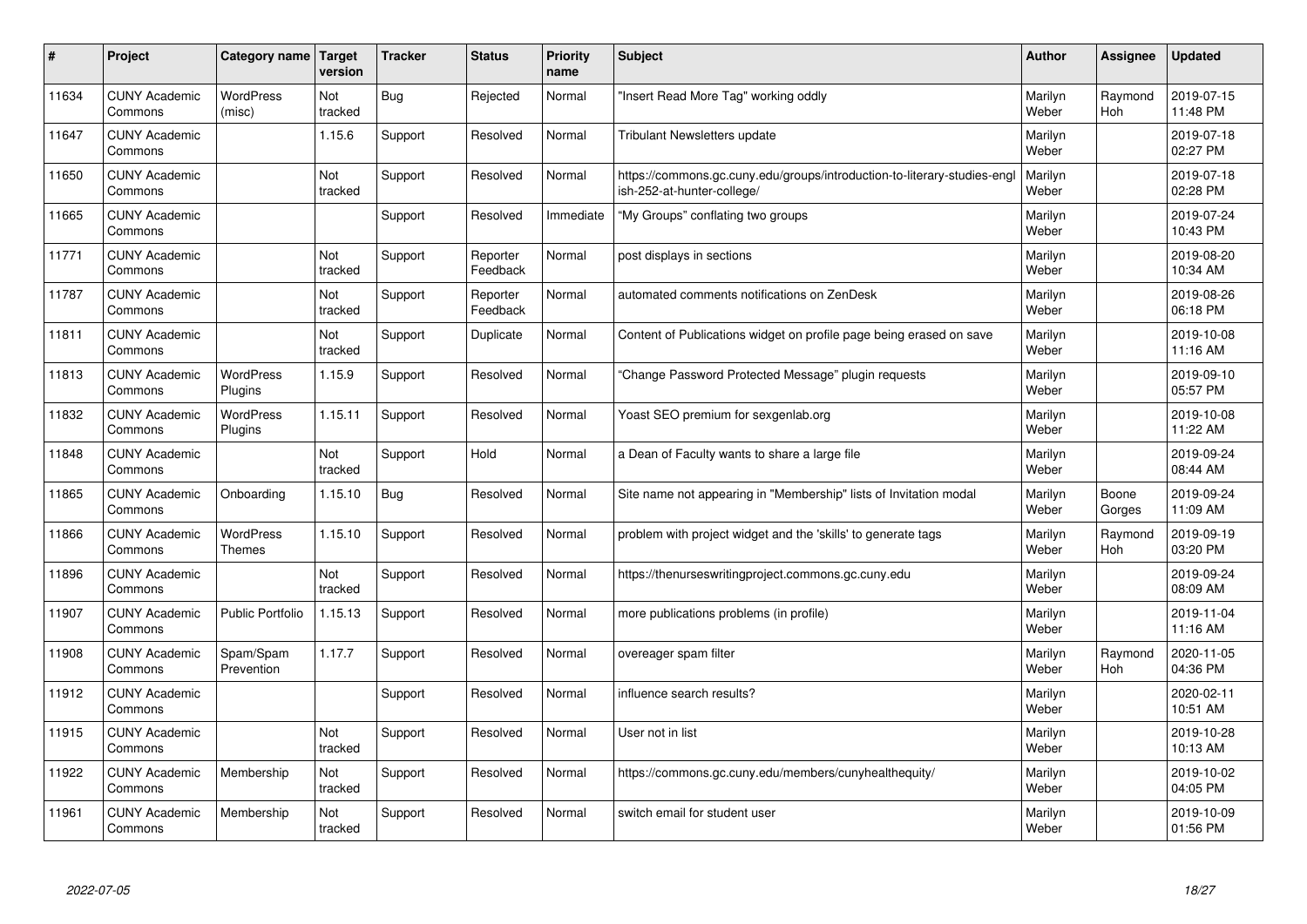| # | Project | Category name | Target version | Tracker | Status | Priority name | Subject | Author | Assignee | Updated |
|---|---|---|---|---|---|---|---|---|---|---|
| 11634 | CUNY Academic Commons | WordPress (misc) | Not tracked | Bug | Rejected | Normal | "Insert Read More Tag" working oddly | Marilyn Weber | Raymond Hoh | 2019-07-15 11:48 PM |
| 11647 | CUNY Academic Commons | | 1.15.6 | Support | Resolved | Normal | Tribulant Newsletters update | Marilyn Weber | | 2019-07-18 02:27 PM |
| 11650 | CUNY Academic Commons | | Not tracked | Support | Resolved | Normal | https://commons.gc.cuny.edu/groups/introduction-to-literary-studies-english-252-at-hunter-college/ | Marilyn Weber | | 2019-07-18 02:28 PM |
| 11665 | CUNY Academic Commons | | | Support | Resolved | Immediate | "My Groups" conflating two groups | Marilyn Weber | | 2019-07-24 10:43 PM |
| 11771 | CUNY Academic Commons | | Not tracked | Support | Reporter Feedback | Normal | post displays in sections | Marilyn Weber | | 2019-08-20 10:34 AM |
| 11787 | CUNY Academic Commons | | Not tracked | Support | Reporter Feedback | Normal | automated comments notifications on ZenDesk | Marilyn Weber | | 2019-08-26 06:18 PM |
| 11811 | CUNY Academic Commons | | Not tracked | Support | Duplicate | Normal | Content of Publications widget on profile page being erased on save | Marilyn Weber | | 2019-10-08 11:16 AM |
| 11813 | CUNY Academic Commons | WordPress Plugins | 1.15.9 | Support | Resolved | Normal | "Change Password Protected Message" plugin requests | Marilyn Weber | | 2019-09-10 05:57 PM |
| 11832 | CUNY Academic Commons | WordPress Plugins | 1.15.11 | Support | Resolved | Normal | Yoast SEO premium for sexgenlab.org | Marilyn Weber | | 2019-10-08 11:22 AM |
| 11848 | CUNY Academic Commons | | Not tracked | Support | Hold | Normal | a Dean of Faculty wants to share a large file | Marilyn Weber | | 2019-09-24 08:44 AM |
| 11865 | CUNY Academic Commons | Onboarding | 1.15.10 | Bug | Resolved | Normal | Site name not appearing in "Membership" lists of Invitation modal | Marilyn Weber | Boone Gorges | 2019-09-24 11:09 AM |
| 11866 | CUNY Academic Commons | WordPress Themes | 1.15.10 | Support | Resolved | Normal | problem with project widget and the 'skills' to generate tags | Marilyn Weber | Raymond Hoh | 2019-09-19 03:20 PM |
| 11896 | CUNY Academic Commons | | Not tracked | Support | Resolved | Normal | https://thenurseswritingproject.commons.gc.cuny.edu | Marilyn Weber | | 2019-09-24 08:09 AM |
| 11907 | CUNY Academic Commons | Public Portfolio | 1.15.13 | Support | Resolved | Normal | more publications problems (in profile) | Marilyn Weber | | 2019-11-04 11:16 AM |
| 11908 | CUNY Academic Commons | Spam/Spam Prevention | 1.17.7 | Support | Resolved | Normal | overeager spam filter | Marilyn Weber | Raymond Hoh | 2020-11-05 04:36 PM |
| 11912 | CUNY Academic Commons | | | Support | Resolved | Normal | influence search results? | Marilyn Weber | | 2020-02-11 10:51 AM |
| 11915 | CUNY Academic Commons | | Not tracked | Support | Resolved | Normal | User not in list | Marilyn Weber | | 2019-10-28 10:13 AM |
| 11922 | CUNY Academic Commons | Membership | Not tracked | Support | Resolved | Normal | https://commons.gc.cuny.edu/members/cunyhealthequity/ | Marilyn Weber | | 2019-10-02 04:05 PM |
| 11961 | CUNY Academic Commons | Membership | Not tracked | Support | Resolved | Normal | switch email for student user | Marilyn Weber | | 2019-10-09 01:56 PM |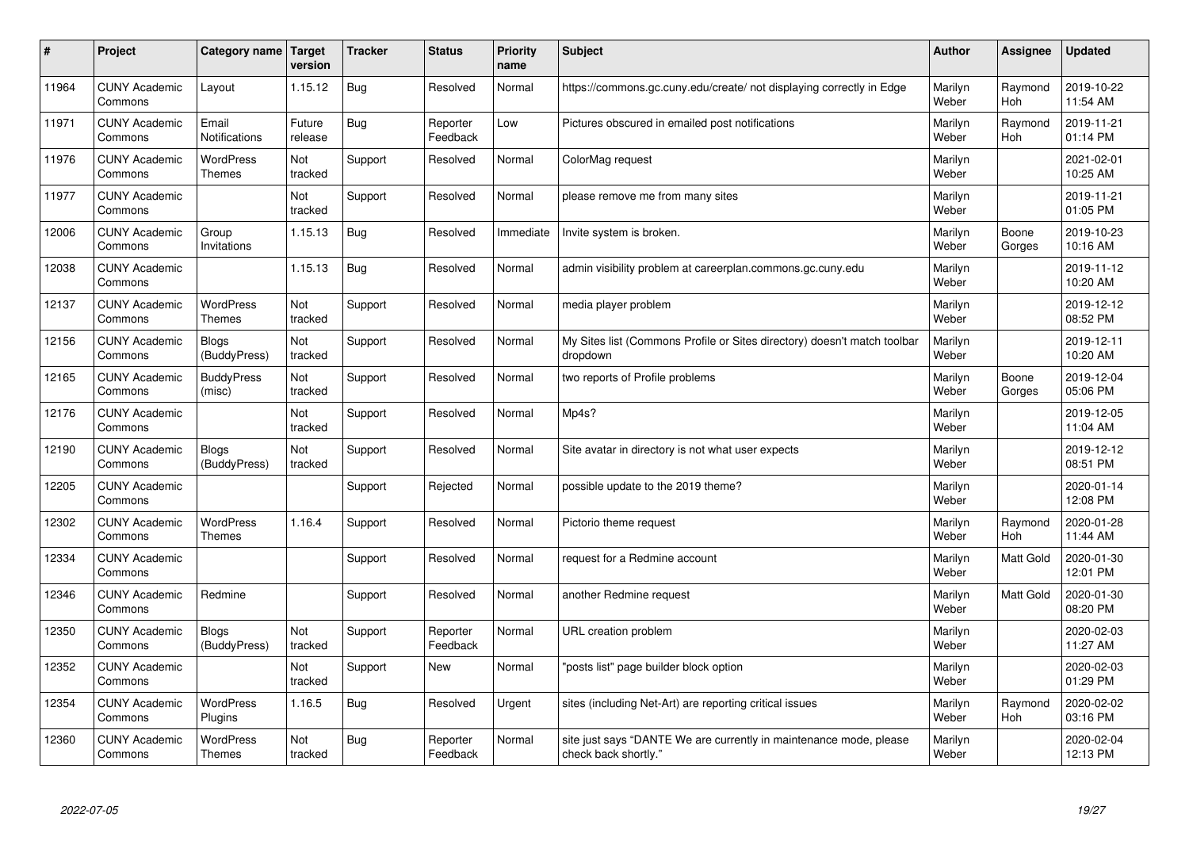| # | Project | Category name | Target version | Tracker | Status | Priority name | Subject | Author | Assignee | Updated |
|---|---|---|---|---|---|---|---|---|---|---|
| 11964 | CUNY Academic Commons | Layout | 1.15.12 | Bug | Resolved | Normal | https://commons.gc.cuny.edu/create/ not displaying correctly in Edge | Marilyn Weber | Raymond Hoh | 2019-10-22 11:54 AM |
| 11971 | CUNY Academic Commons | Email Notifications | Future release | Bug | Reporter Feedback | Low | Pictures obscured in emailed post notifications | Marilyn Weber | Raymond Hoh | 2019-11-21 01:14 PM |
| 11976 | CUNY Academic Commons | WordPress Themes | Not tracked | Support | Resolved | Normal | ColorMag request | Marilyn Weber | | 2021-02-01 10:25 AM |
| 11977 | CUNY Academic Commons | | Not tracked | Support | Resolved | Normal | please remove me from many sites | Marilyn Weber | | 2019-11-21 01:05 PM |
| 12006 | CUNY Academic Commons | Group Invitations | 1.15.13 | Bug | Resolved | Immediate | Invite system is broken. | Marilyn Weber | Boone Gorges | 2019-10-23 10:16 AM |
| 12038 | CUNY Academic Commons | | 1.15.13 | Bug | Resolved | Normal | admin visibility problem at careerplan.commons.gc.cuny.edu | Marilyn Weber | | 2019-11-12 10:20 AM |
| 12137 | CUNY Academic Commons | WordPress Themes | Not tracked | Support | Resolved | Normal | media player problem | Marilyn Weber | | 2019-12-12 08:52 PM |
| 12156 | CUNY Academic Commons | Blogs (BuddyPress) | Not tracked | Support | Resolved | Normal | My Sites list (Commons Profile or Sites directory) doesn't match toolbar dropdown | Marilyn Weber | | 2019-12-11 10:20 AM |
| 12165 | CUNY Academic Commons | BuddyPress (misc) | Not tracked | Support | Resolved | Normal | two reports of Profile problems | Marilyn Weber | Boone Gorges | 2019-12-04 05:06 PM |
| 12176 | CUNY Academic Commons | | Not tracked | Support | Resolved | Normal | Mp4s? | Marilyn Weber | | 2019-12-05 11:04 AM |
| 12190 | CUNY Academic Commons | Blogs (BuddyPress) | Not tracked | Support | Resolved | Normal | Site avatar in directory is not what user expects | Marilyn Weber | | 2019-12-12 08:51 PM |
| 12205 | CUNY Academic Commons | | | Support | Rejected | Normal | possible update to the 2019 theme? | Marilyn Weber | | 2020-01-14 12:08 PM |
| 12302 | CUNY Academic Commons | WordPress Themes | 1.16.4 | Support | Resolved | Normal | Pictorio theme request | Marilyn Weber | Raymond Hoh | 2020-01-28 11:44 AM |
| 12334 | CUNY Academic Commons | | | Support | Resolved | Normal | request for a Redmine account | Marilyn Weber | Matt Gold | 2020-01-30 12:01 PM |
| 12346 | CUNY Academic Commons | Redmine | | Support | Resolved | Normal | another Redmine request | Marilyn Weber | Matt Gold | 2020-01-30 08:20 PM |
| 12350 | CUNY Academic Commons | Blogs (BuddyPress) | Not tracked | Support | Reporter Feedback | Normal | URL creation problem | Marilyn Weber | | 2020-02-03 11:27 AM |
| 12352 | CUNY Academic Commons | | Not tracked | Support | New | Normal | "posts list" page builder block option | Marilyn Weber | | 2020-02-03 01:29 PM |
| 12354 | CUNY Academic Commons | WordPress Plugins | 1.16.5 | Bug | Resolved | Urgent | sites (including Net-Art) are reporting critical issues | Marilyn Weber | Raymond Hoh | 2020-02-02 03:16 PM |
| 12360 | CUNY Academic Commons | WordPress Themes | Not tracked | Bug | Reporter Feedback | Normal | site just says "DANTE We are currently in maintenance mode, please check back shortly." | Marilyn Weber | | 2020-02-04 12:13 PM |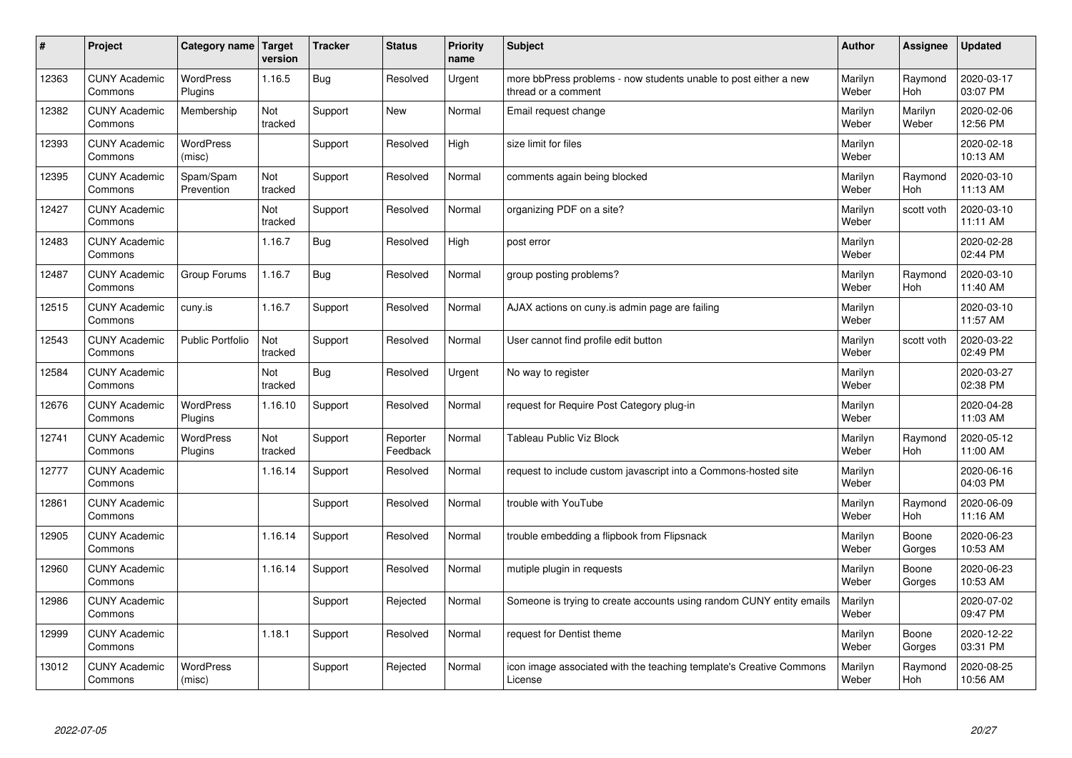| # | Project | Category name | Target version | Tracker | Status | Priority name | Subject | Author | Assignee | Updated |
|---|---|---|---|---|---|---|---|---|---|---|
| 12363 | CUNY Academic Commons | WordPress Plugins | 1.16.5 | Bug | Resolved | Urgent | more bbPress problems - now students unable to post either a new thread or a comment | Marilyn Weber | Raymond Hoh | 2020-03-17 03:07 PM |
| 12382 | CUNY Academic Commons | Membership | Not tracked | Support | New | Normal | Email request change | Marilyn Weber | Marilyn Weber | 2020-02-06 12:56 PM |
| 12393 | CUNY Academic Commons | WordPress (misc) | | Support | Resolved | High | size limit for files | Marilyn Weber | | 2020-02-18 10:13 AM |
| 12395 | CUNY Academic Commons | Spam/Spam Prevention | Not tracked | Support | Resolved | Normal | comments again being blocked | Marilyn Weber | Raymond Hoh | 2020-03-10 11:13 AM |
| 12427 | CUNY Academic Commons | | Not tracked | Support | Resolved | Normal | organizing PDF on a site? | Marilyn Weber | scott voth | 2020-03-10 11:11 AM |
| 12483 | CUNY Academic Commons | | 1.16.7 | Bug | Resolved | High | post error | Marilyn Weber | | 2020-02-28 02:44 PM |
| 12487 | CUNY Academic Commons | Group Forums | 1.16.7 | Bug | Resolved | Normal | group posting problems? | Marilyn Weber | Raymond Hoh | 2020-03-10 11:40 AM |
| 12515 | CUNY Academic Commons | cuny.is | 1.16.7 | Support | Resolved | Normal | AJAX actions on cuny.is admin page are failing | Marilyn Weber | | 2020-03-10 11:57 AM |
| 12543 | CUNY Academic Commons | Public Portfolio | Not tracked | Support | Resolved | Normal | User cannot find profile edit button | Marilyn Weber | scott voth | 2020-03-22 02:49 PM |
| 12584 | CUNY Academic Commons | | Not tracked | Bug | Resolved | Urgent | No way to register | Marilyn Weber | | 2020-03-27 02:38 PM |
| 12676 | CUNY Academic Commons | WordPress Plugins | 1.16.10 | Support | Resolved | Normal | request for Require Post Category plug-in | Marilyn Weber | | 2020-04-28 11:03 AM |
| 12741 | CUNY Academic Commons | WordPress Plugins | Not tracked | Support | Reporter Feedback | Normal | Tableau Public Viz Block | Marilyn Weber | Raymond Hoh | 2020-05-12 11:00 AM |
| 12777 | CUNY Academic Commons | | 1.16.14 | Support | Resolved | Normal | request to include custom javascript into a Commons-hosted site | Marilyn Weber | | 2020-06-16 04:03 PM |
| 12861 | CUNY Academic Commons | | | Support | Resolved | Normal | trouble with YouTube | Marilyn Weber | Raymond Hoh | 2020-06-09 11:16 AM |
| 12905 | CUNY Academic Commons | | 1.16.14 | Support | Resolved | Normal | trouble embedding a flipbook from Flipsnack | Marilyn Weber | Boone Gorges | 2020-06-23 10:53 AM |
| 12960 | CUNY Academic Commons | | 1.16.14 | Support | Resolved | Normal | mutiple plugin in requests | Marilyn Weber | Boone Gorges | 2020-06-23 10:53 AM |
| 12986 | CUNY Academic Commons | | | Support | Rejected | Normal | Someone is trying to create accounts using random CUNY entity emails | Marilyn Weber | | 2020-07-02 09:47 PM |
| 12999 | CUNY Academic Commons | | 1.18.1 | Support | Resolved | Normal | request for Dentist theme | Marilyn Weber | Boone Gorges | 2020-12-22 03:31 PM |
| 13012 | CUNY Academic Commons | WordPress (misc) | | Support | Rejected | Normal | icon image associated with the teaching template's Creative Commons License | Marilyn Weber | Raymond Hoh | 2020-08-25 10:56 AM |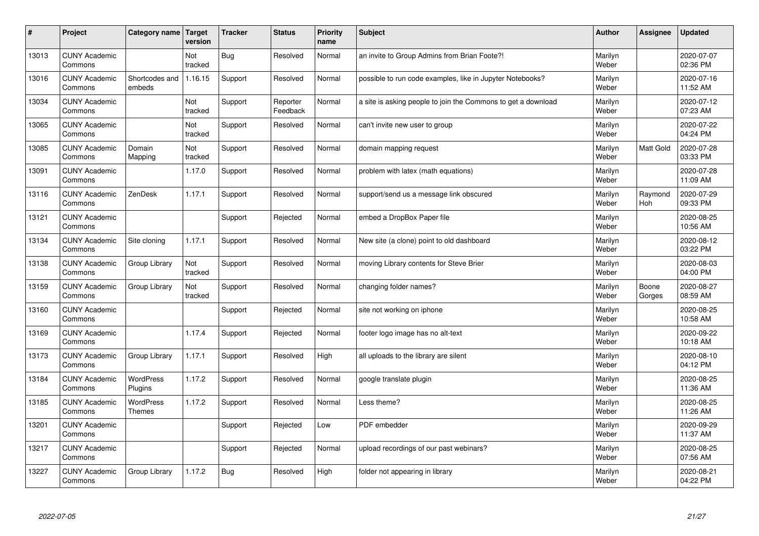| # | Project | Category name | Target version | Tracker | Status | Priority name | Subject | Author | Assignee | Updated |
|---|---|---|---|---|---|---|---|---|---|---|
| 13013 | CUNY Academic Commons | | Not tracked | Bug | Resolved | Normal | an invite to Group Admins from Brian Foote?! | Marilyn Weber | | 2020-07-07 02:36 PM |
| 13016 | CUNY Academic Commons | Shortcodes and embeds | 1.16.15 | Support | Resolved | Normal | possible to run code examples, like in Jupyter Notebooks? | Marilyn Weber | | 2020-07-16 11:52 AM |
| 13034 | CUNY Academic Commons | | Not tracked | Support | Reporter Feedback | Normal | a site is asking people to join the Commons to get a download | Marilyn Weber | | 2020-07-12 07:23 AM |
| 13065 | CUNY Academic Commons | | Not tracked | Support | Resolved | Normal | can't invite new user to group | Marilyn Weber | | 2020-07-22 04:24 PM |
| 13085 | CUNY Academic Commons | Domain Mapping | Not tracked | Support | Resolved | Normal | domain mapping request | Marilyn Weber | Matt Gold | 2020-07-28 03:33 PM |
| 13091 | CUNY Academic Commons | | 1.17.0 | Support | Resolved | Normal | problem with latex (math equations) | Marilyn Weber | | 2020-07-28 11:09 AM |
| 13116 | CUNY Academic Commons | ZenDesk | 1.17.1 | Support | Resolved | Normal | support/send us a message link obscured | Marilyn Weber | Raymond Hoh | 2020-07-29 09:33 PM |
| 13121 | CUNY Academic Commons | | | Support | Rejected | Normal | embed a DropBox Paper file | Marilyn Weber | | 2020-08-25 10:56 AM |
| 13134 | CUNY Academic Commons | Site cloning | 1.17.1 | Support | Resolved | Normal | New site (a clone) point to old dashboard | Marilyn Weber | | 2020-08-12 03:22 PM |
| 13138 | CUNY Academic Commons | Group Library | Not tracked | Support | Resolved | Normal | moving Library contents for Steve Brier | Marilyn Weber | | 2020-08-03 04:00 PM |
| 13159 | CUNY Academic Commons | Group Library | Not tracked | Support | Resolved | Normal | changing folder names? | Marilyn Weber | Boone Gorges | 2020-08-27 08:59 AM |
| 13160 | CUNY Academic Commons | | | Support | Rejected | Normal | site not working on iphone | Marilyn Weber | | 2020-08-25 10:58 AM |
| 13169 | CUNY Academic Commons | | 1.17.4 | Support | Rejected | Normal | footer logo image has no alt-text | Marilyn Weber | | 2020-09-22 10:18 AM |
| 13173 | CUNY Academic Commons | Group Library | 1.17.1 | Support | Resolved | High | all uploads to the library are silent | Marilyn Weber | | 2020-08-10 04:12 PM |
| 13184 | CUNY Academic Commons | WordPress Plugins | 1.17.2 | Support | Resolved | Normal | google translate plugin | Marilyn Weber | | 2020-08-25 11:36 AM |
| 13185 | CUNY Academic Commons | WordPress Themes | 1.17.2 | Support | Resolved | Normal | Less theme? | Marilyn Weber | | 2020-08-25 11:26 AM |
| 13201 | CUNY Academic Commons | | | Support | Rejected | Low | PDF embedder | Marilyn Weber | | 2020-09-29 11:37 AM |
| 13217 | CUNY Academic Commons | | | Support | Rejected | Normal | upload recordings of our past webinars? | Marilyn Weber | | 2020-08-25 07:56 AM |
| 13227 | CUNY Academic Commons | Group Library | 1.17.2 | Bug | Resolved | High | folder not appearing in library | Marilyn Weber | | 2020-08-21 04:22 PM |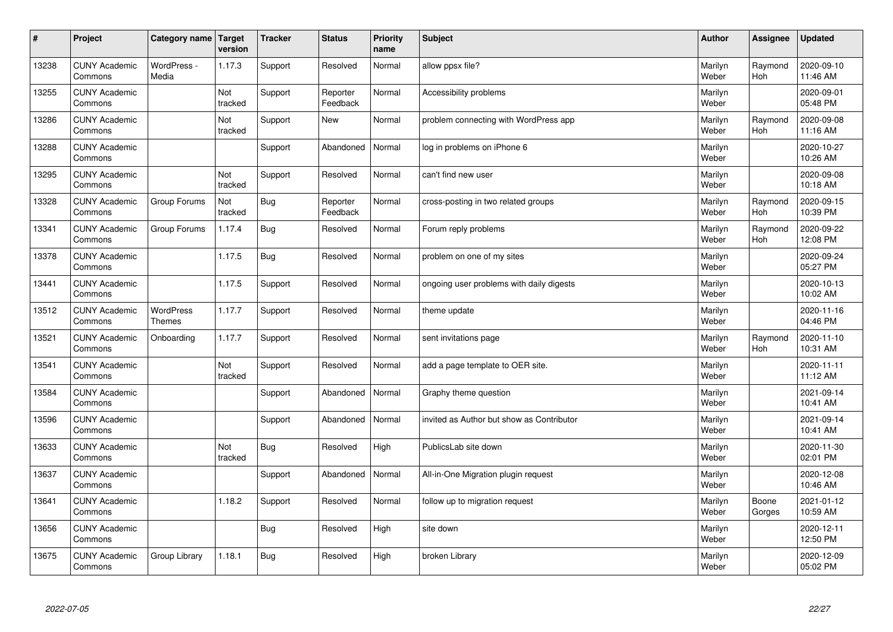| # | Project | Category name | Target version | Tracker | Status | Priority name | Subject | Author | Assignee | Updated |
|---|---|---|---|---|---|---|---|---|---|---|
| 13238 | CUNY Academic Commons | WordPress - Media | 1.17.3 | Support | Resolved | Normal | allow ppsx file? | Marilyn Weber | Raymond Hoh | 2020-09-10 11:46 AM |
| 13255 | CUNY Academic Commons | | Not tracked | Support | Reporter Feedback | Normal | Accessibility problems | Marilyn Weber | | 2020-09-01 05:48 PM |
| 13286 | CUNY Academic Commons | | Not tracked | Support | New | Normal | problem connecting with WordPress app | Marilyn Weber | Raymond Hoh | 2020-09-08 11:16 AM |
| 13288 | CUNY Academic Commons | | | Support | Abandoned | Normal | log in problems on iPhone 6 | Marilyn Weber | | 2020-10-27 10:26 AM |
| 13295 | CUNY Academic Commons | | Not tracked | Support | Resolved | Normal | can't find new user | Marilyn Weber | | 2020-09-08 10:18 AM |
| 13328 | CUNY Academic Commons | Group Forums | Not tracked | Bug | Reporter Feedback | Normal | cross-posting in two related groups | Marilyn Weber | Raymond Hoh | 2020-09-15 10:39 PM |
| 13341 | CUNY Academic Commons | Group Forums | 1.17.4 | Bug | Resolved | Normal | Forum reply problems | Marilyn Weber | Raymond Hoh | 2020-09-22 12:08 PM |
| 13378 | CUNY Academic Commons | | 1.17.5 | Bug | Resolved | Normal | problem on one of my sites | Marilyn Weber | | 2020-09-24 05:27 PM |
| 13441 | CUNY Academic Commons | | 1.17.5 | Support | Resolved | Normal | ongoing user problems with daily digests | Marilyn Weber | | 2020-10-13 10:02 AM |
| 13512 | CUNY Academic Commons | WordPress Themes | 1.17.7 | Support | Resolved | Normal | theme update | Marilyn Weber | | 2020-11-16 04:46 PM |
| 13521 | CUNY Academic Commons | Onboarding | 1.17.7 | Support | Resolved | Normal | sent invitations page | Marilyn Weber | Raymond Hoh | 2020-11-10 10:31 AM |
| 13541 | CUNY Academic Commons | | Not tracked | Support | Resolved | Normal | add a page template to OER site. | Marilyn Weber | | 2020-11-11 11:12 AM |
| 13584 | CUNY Academic Commons | | | Support | Abandoned | Normal | Graphy theme question | Marilyn Weber | | 2021-09-14 10:41 AM |
| 13596 | CUNY Academic Commons | | | Support | Abandoned | Normal | invited as Author but show as Contributor | Marilyn Weber | | 2021-09-14 10:41 AM |
| 13633 | CUNY Academic Commons | | Not tracked | Bug | Resolved | High | PublicsLab site down | Marilyn Weber | | 2020-11-30 02:01 PM |
| 13637 | CUNY Academic Commons | | | Support | Abandoned | Normal | All-in-One Migration plugin request | Marilyn Weber | | 2020-12-08 10:46 AM |
| 13641 | CUNY Academic Commons | | 1.18.2 | Support | Resolved | Normal | follow up to migration request | Marilyn Weber | Boone Gorges | 2021-01-12 10:59 AM |
| 13656 | CUNY Academic Commons | | | Bug | Resolved | High | site down | Marilyn Weber | | 2020-12-11 12:50 PM |
| 13675 | CUNY Academic Commons | Group Library | 1.18.1 | Bug | Resolved | High | broken Library | Marilyn Weber | | 2020-12-09 05:02 PM |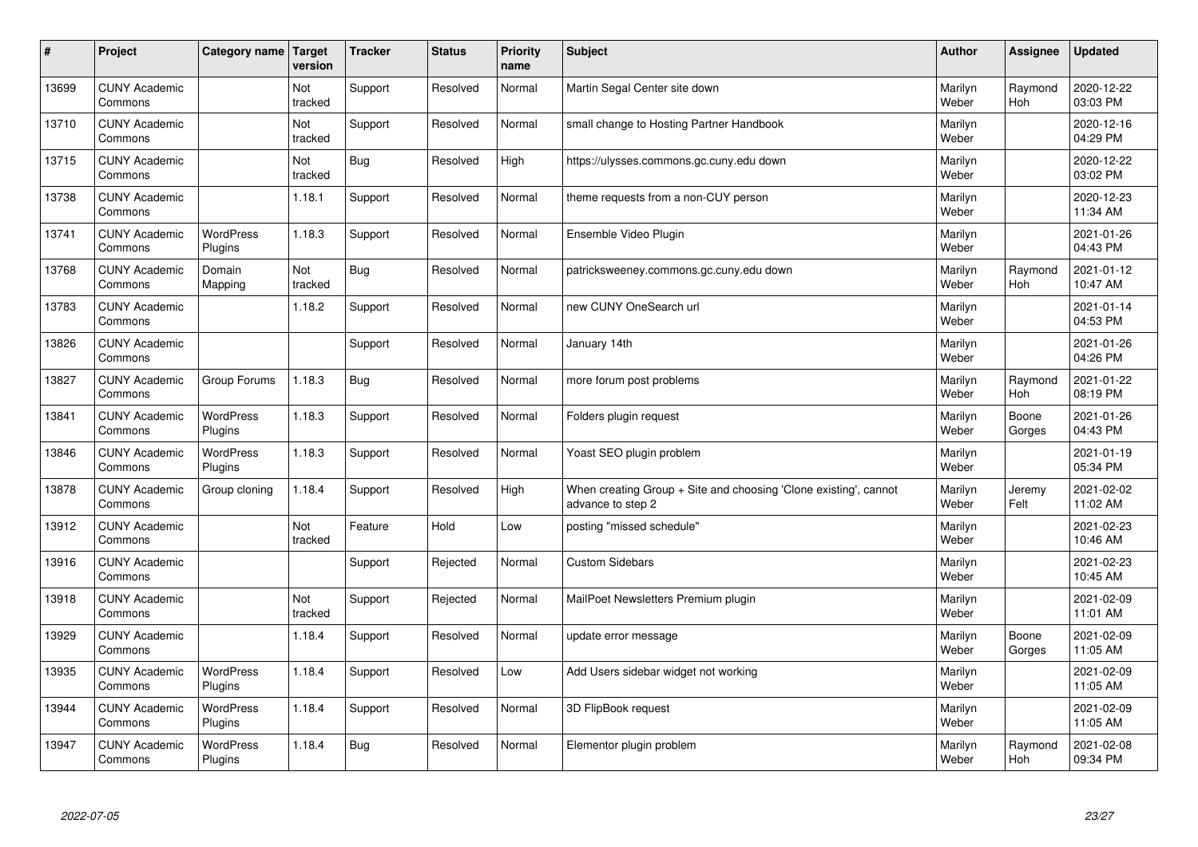| # | Project | Category name | Target version | Tracker | Status | Priority name | Subject | Author | Assignee | Updated |
|---|---|---|---|---|---|---|---|---|---|---|
| 13699 | CUNY Academic Commons | | Not tracked | Support | Resolved | Normal | Martin Segal Center site down | Marilyn Weber | Raymond Hoh | 2020-12-22 03:03 PM |
| 13710 | CUNY Academic Commons | | Not tracked | Support | Resolved | Normal | small change to Hosting Partner Handbook | Marilyn Weber | | 2020-12-16 04:29 PM |
| 13715 | CUNY Academic Commons | | Not tracked | Bug | Resolved | High | https://ulysses.commons.gc.cuny.edu down | Marilyn Weber | | 2020-12-22 03:02 PM |
| 13738 | CUNY Academic Commons | | 1.18.1 | Support | Resolved | Normal | theme requests from a non-CUY person | Marilyn Weber | | 2020-12-23 11:34 AM |
| 13741 | CUNY Academic Commons | WordPress Plugins | 1.18.3 | Support | Resolved | Normal | Ensemble Video Plugin | Marilyn Weber | | 2021-01-26 04:43 PM |
| 13768 | CUNY Academic Commons | Domain Mapping | Not tracked | Bug | Resolved | Normal | patricksweeney.commons.gc.cuny.edu down | Marilyn Weber | Raymond Hoh | 2021-01-12 10:47 AM |
| 13783 | CUNY Academic Commons | | 1.18.2 | Support | Resolved | Normal | new CUNY OneSearch url | Marilyn Weber | | 2021-01-14 04:53 PM |
| 13826 | CUNY Academic Commons | | | Support | Resolved | Normal | January 14th | Marilyn Weber | | 2021-01-26 04:26 PM |
| 13827 | CUNY Academic Commons | Group Forums | 1.18.3 | Bug | Resolved | Normal | more forum post problems | Marilyn Weber | Raymond Hoh | 2021-01-22 08:19 PM |
| 13841 | CUNY Academic Commons | WordPress Plugins | 1.18.3 | Support | Resolved | Normal | Folders plugin request | Marilyn Weber | Boone Gorges | 2021-01-26 04:43 PM |
| 13846 | CUNY Academic Commons | WordPress Plugins | 1.18.3 | Support | Resolved | Normal | Yoast SEO plugin problem | Marilyn Weber | | 2021-01-19 05:34 PM |
| 13878 | CUNY Academic Commons | Group cloning | 1.18.4 | Support | Resolved | High | When creating Group + Site and choosing 'Clone existing', cannot advance to step 2 | Marilyn Weber | Jeremy Felt | 2021-02-02 11:02 AM |
| 13912 | CUNY Academic Commons | | Not tracked | Feature | Hold | Low | posting "missed schedule" | Marilyn Weber | | 2021-02-23 10:46 AM |
| 13916 | CUNY Academic Commons | | | Support | Rejected | Normal | Custom Sidebars | Marilyn Weber | | 2021-02-23 10:45 AM |
| 13918 | CUNY Academic Commons | | Not tracked | Support | Rejected | Normal | MailPoet Newsletters Premium plugin | Marilyn Weber | | 2021-02-09 11:01 AM |
| 13929 | CUNY Academic Commons | | 1.18.4 | Support | Resolved | Normal | update error message | Marilyn Weber | Boone Gorges | 2021-02-09 11:05 AM |
| 13935 | CUNY Academic Commons | WordPress Plugins | 1.18.4 | Support | Resolved | Low | Add Users sidebar widget not working | Marilyn Weber | | 2021-02-09 11:05 AM |
| 13944 | CUNY Academic Commons | WordPress Plugins | 1.18.4 | Support | Resolved | Normal | 3D FlipBook request | Marilyn Weber | | 2021-02-09 11:05 AM |
| 13947 | CUNY Academic Commons | WordPress Plugins | 1.18.4 | Bug | Resolved | Normal | Elementor plugin problem | Marilyn Weber | Raymond Hoh | 2021-02-08 09:34 PM |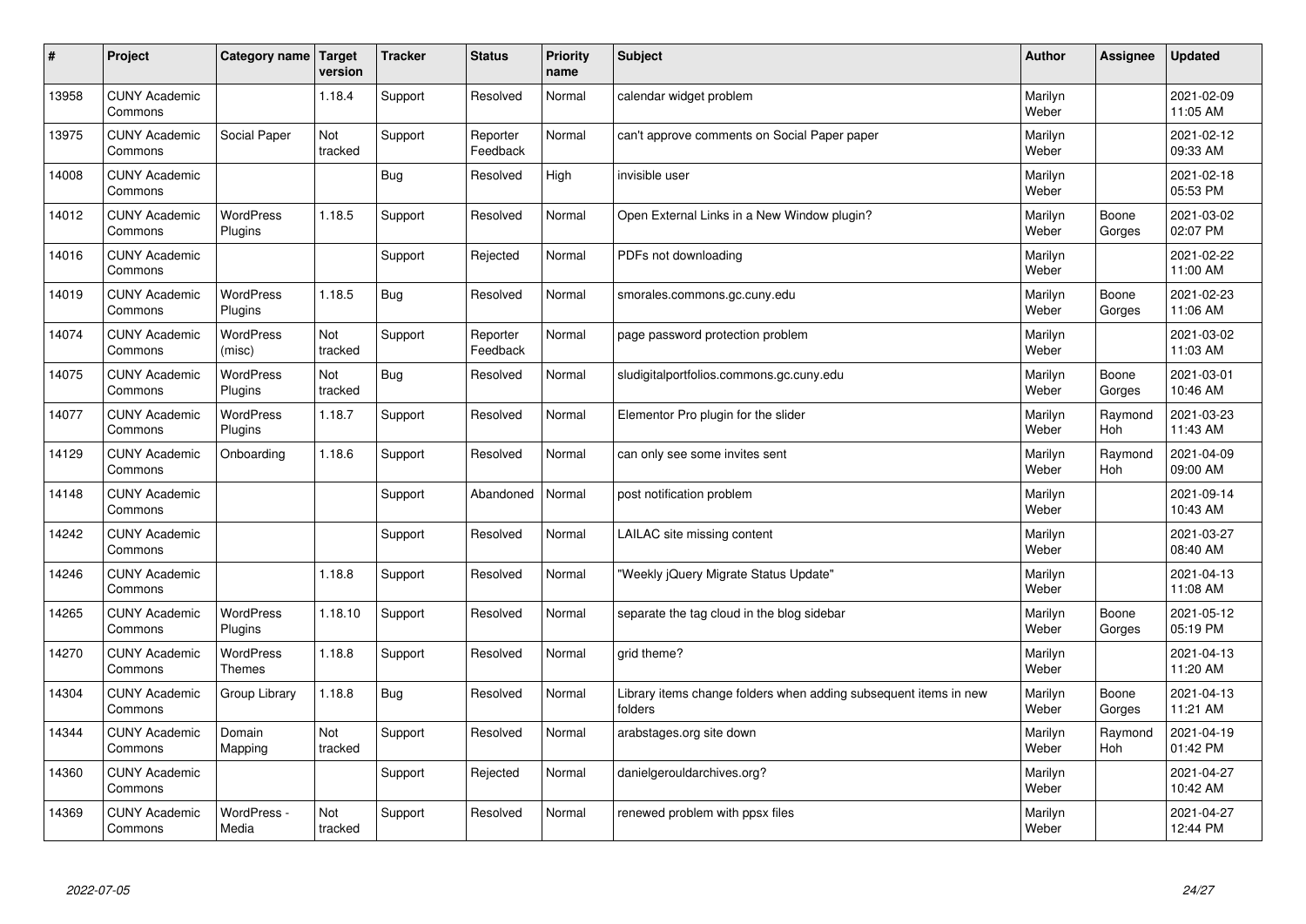| # | Project | Category name | Target version | Tracker | Status | Priority name | Subject | Author | Assignee | Updated |
|---|---|---|---|---|---|---|---|---|---|---|
| 13958 | CUNY Academic Commons | | 1.18.4 | Support | Resolved | Normal | calendar widget problem | Marilyn Weber | | 2021-02-09 11:05 AM |
| 13975 | CUNY Academic Commons | Social Paper | Not tracked | Support | Reporter Feedback | Normal | can't approve comments on Social Paper paper | Marilyn Weber | | 2021-02-12 09:33 AM |
| 14008 | CUNY Academic Commons | | | Bug | Resolved | High | invisible user | Marilyn Weber | | 2021-02-18 05:53 PM |
| 14012 | CUNY Academic Commons | WordPress Plugins | 1.18.5 | Support | Resolved | Normal | Open External Links in a New Window plugin? | Marilyn Weber | Boone Gorges | 2021-03-02 02:07 PM |
| 14016 | CUNY Academic Commons | | | Support | Rejected | Normal | PDFs not downloading | Marilyn Weber | | 2021-02-22 11:00 AM |
| 14019 | CUNY Academic Commons | WordPress Plugins | 1.18.5 | Bug | Resolved | Normal | smorales.commons.gc.cuny.edu | Marilyn Weber | Boone Gorges | 2021-02-23 11:06 AM |
| 14074 | CUNY Academic Commons | WordPress (misc) | Not tracked | Support | Reporter Feedback | Normal | page password protection problem | Marilyn Weber | | 2021-03-02 11:03 AM |
| 14075 | CUNY Academic Commons | WordPress Plugins | Not tracked | Bug | Resolved | Normal | sludigitalportfolios.commons.gc.cuny.edu | Marilyn Weber | Boone Gorges | 2021-03-01 10:46 AM |
| 14077 | CUNY Academic Commons | WordPress Plugins | 1.18.7 | Support | Resolved | Normal | Elementor Pro plugin for the slider | Marilyn Weber | Raymond Hoh | 2021-03-23 11:43 AM |
| 14129 | CUNY Academic Commons | Onboarding | 1.18.6 | Support | Resolved | Normal | can only see some invites sent | Marilyn Weber | Raymond Hoh | 2021-04-09 09:00 AM |
| 14148 | CUNY Academic Commons | | | Support | Abandoned | Normal | post notification problem | Marilyn Weber | | 2021-09-14 10:43 AM |
| 14242 | CUNY Academic Commons | | | Support | Resolved | Normal | LAILAC site missing content | Marilyn Weber | | 2021-03-27 08:40 AM |
| 14246 | CUNY Academic Commons | | 1.18.8 | Support | Resolved | Normal | "Weekly jQuery Migrate Status Update" | Marilyn Weber | | 2021-04-13 11:08 AM |
| 14265 | CUNY Academic Commons | WordPress Plugins | 1.18.10 | Support | Resolved | Normal | separate the tag cloud in the blog sidebar | Marilyn Weber | Boone Gorges | 2021-05-12 05:19 PM |
| 14270 | CUNY Academic Commons | WordPress Themes | 1.18.8 | Support | Resolved | Normal | grid theme? | Marilyn Weber | | 2021-04-13 11:20 AM |
| 14304 | CUNY Academic Commons | Group Library | 1.18.8 | Bug | Resolved | Normal | Library items change folders when adding subsequent items in new folders | Marilyn Weber | Boone Gorges | 2021-04-13 11:21 AM |
| 14344 | CUNY Academic Commons | Domain Mapping | Not tracked | Support | Resolved | Normal | arabstages.org site down | Marilyn Weber | Raymond Hoh | 2021-04-19 01:42 PM |
| 14360 | CUNY Academic Commons | | | Support | Rejected | Normal | danielgerouldarchives.org? | Marilyn Weber | | 2021-04-27 10:42 AM |
| 14369 | CUNY Academic Commons | WordPress - Media | Not tracked | Support | Resolved | Normal | renewed problem with ppsx files | Marilyn Weber | | 2021-04-27 12:44 PM |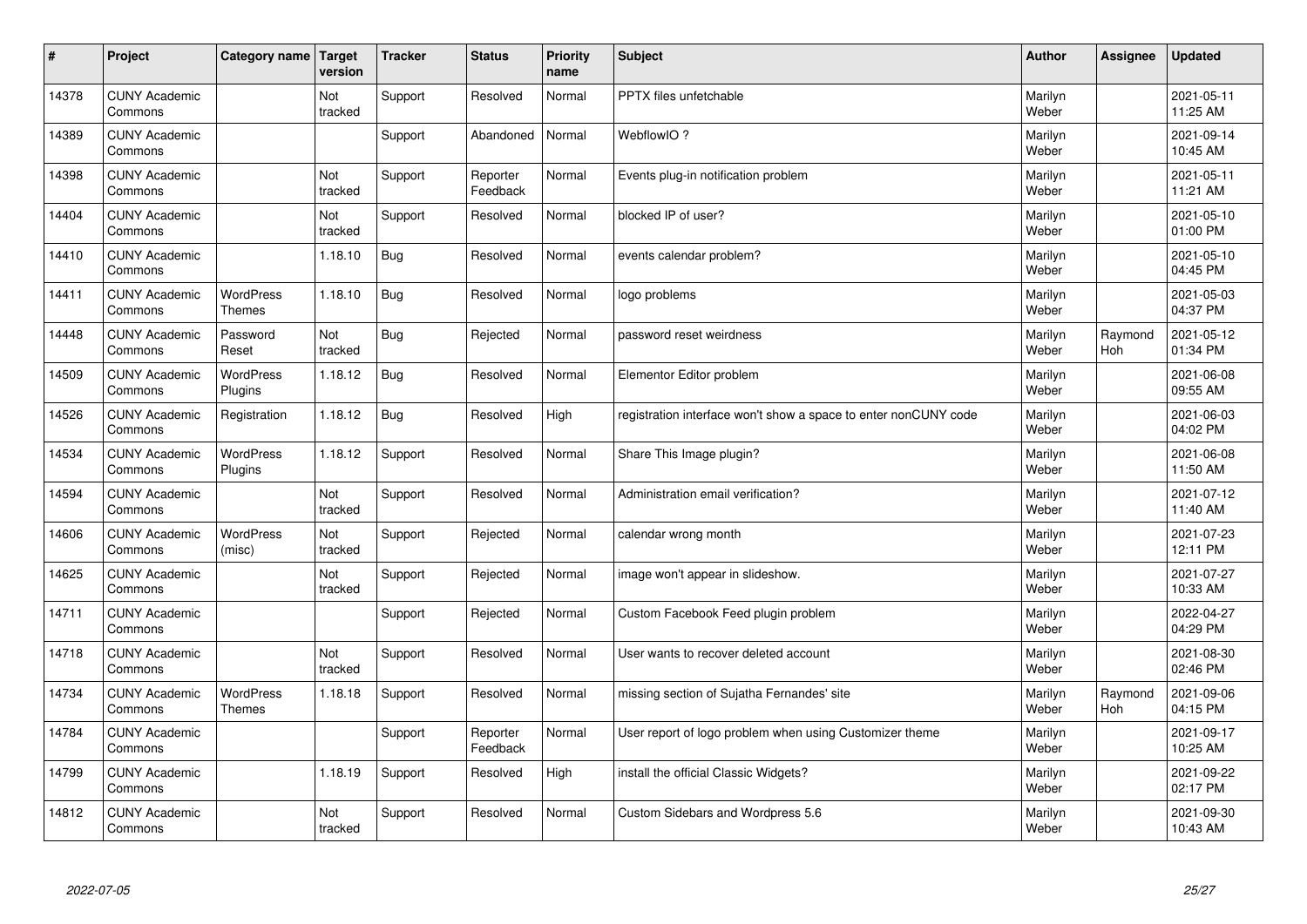| # | Project | Category name | Target version | Tracker | Status | Priority name | Subject | Author | Assignee | Updated |
|---|---|---|---|---|---|---|---|---|---|---|
| 14378 | CUNY Academic Commons | | Not tracked | Support | Resolved | Normal | PPTX files unfetchable | Marilyn Weber | | 2021-05-11 11:25 AM |
| 14389 | CUNY Academic Commons | | | Support | Abandoned | Normal | WebflowIO ? | Marilyn Weber | | 2021-09-14 10:45 AM |
| 14398 | CUNY Academic Commons | | Not tracked | Support | Reporter Feedback | Normal | Events plug-in notification problem | Marilyn Weber | | 2021-05-11 11:21 AM |
| 14404 | CUNY Academic Commons | | Not tracked | Support | Resolved | Normal | blocked IP of user? | Marilyn Weber | | 2021-05-10 01:00 PM |
| 14410 | CUNY Academic Commons | | 1.18.10 | Bug | Resolved | Normal | events calendar problem? | Marilyn Weber | | 2021-05-10 04:45 PM |
| 14411 | CUNY Academic Commons | WordPress Themes | 1.18.10 | Bug | Resolved | Normal | logo problems | Marilyn Weber | | 2021-05-03 04:37 PM |
| 14448 | CUNY Academic Commons | Password Reset | Not tracked | Bug | Rejected | Normal | password reset weirdness | Marilyn Weber | Raymond Hoh | 2021-05-12 01:34 PM |
| 14509 | CUNY Academic Commons | WordPress Plugins | 1.18.12 | Bug | Resolved | Normal | Elementor Editor problem | Marilyn Weber | | 2021-06-08 09:55 AM |
| 14526 | CUNY Academic Commons | Registration | 1.18.12 | Bug | Resolved | High | registration interface won't show a space to enter nonCUNY code | Marilyn Weber | | 2021-06-03 04:02 PM |
| 14534 | CUNY Academic Commons | WordPress Plugins | 1.18.12 | Support | Resolved | Normal | Share This Image plugin? | Marilyn Weber | | 2021-06-08 11:50 AM |
| 14594 | CUNY Academic Commons | | Not tracked | Support | Resolved | Normal | Administration email verification? | Marilyn Weber | | 2021-07-12 11:40 AM |
| 14606 | CUNY Academic Commons | WordPress (misc) | Not tracked | Support | Rejected | Normal | calendar wrong month | Marilyn Weber | | 2021-07-23 12:11 PM |
| 14625 | CUNY Academic Commons | | Not tracked | Support | Rejected | Normal | image won't appear in slideshow. | Marilyn Weber | | 2021-07-27 10:33 AM |
| 14711 | CUNY Academic Commons | | | Support | Rejected | Normal | Custom Facebook Feed plugin problem | Marilyn Weber | | 2022-04-27 04:29 PM |
| 14718 | CUNY Academic Commons | | Not tracked | Support | Resolved | Normal | User wants to recover deleted account | Marilyn Weber | | 2021-08-30 02:46 PM |
| 14734 | CUNY Academic Commons | WordPress Themes | 1.18.18 | Support | Resolved | Normal | missing section of Sujatha Fernandes' site | Marilyn Weber | Raymond Hoh | 2021-09-06 04:15 PM |
| 14784 | CUNY Academic Commons | | | Support | Reporter Feedback | Normal | User report of logo problem when using Customizer theme | Marilyn Weber | | 2021-09-17 10:25 AM |
| 14799 | CUNY Academic Commons | | 1.18.19 | Support | Resolved | High | install the official Classic Widgets? | Marilyn Weber | | 2021-09-22 02:17 PM |
| 14812 | CUNY Academic Commons | | Not tracked | Support | Resolved | Normal | Custom Sidebars and Wordpress 5.6 | Marilyn Weber | | 2021-09-30 10:43 AM |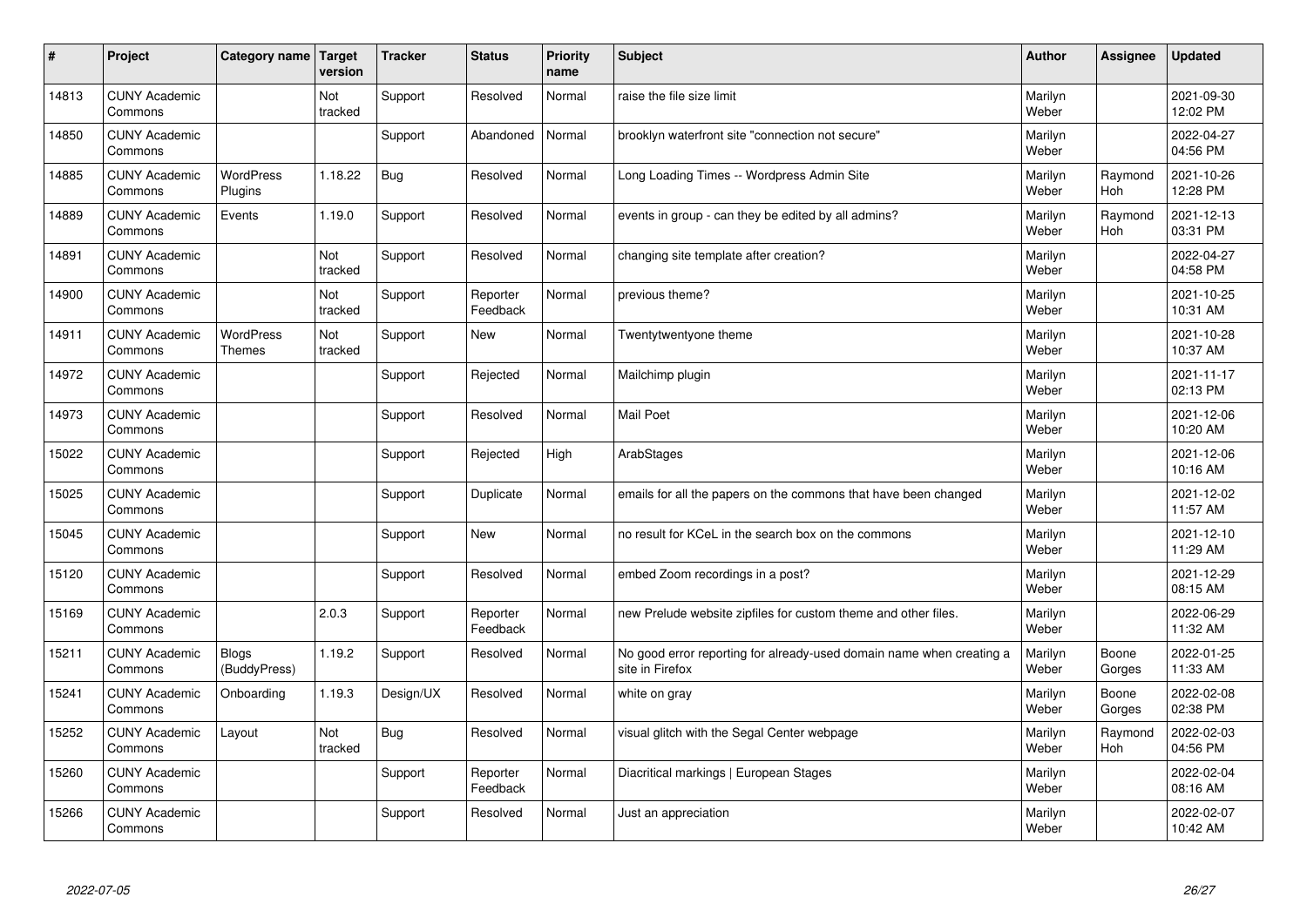| # | Project | Category name | Target version | Tracker | Status | Priority name | Subject | Author | Assignee | Updated |
|---|---|---|---|---|---|---|---|---|---|---|
| 14813 | CUNY Academic Commons | | Not tracked | Support | Resolved | Normal | raise the file size limit | Marilyn Weber | | 2021-09-30 12:02 PM |
| 14850 | CUNY Academic Commons | | | Support | Abandoned | Normal | brooklyn waterfront site "connection not secure" | Marilyn Weber | | 2022-04-27 04:56 PM |
| 14885 | CUNY Academic Commons | WordPress Plugins | 1.18.22 | Bug | Resolved | Normal | Long Loading Times -- Wordpress Admin Site | Marilyn Weber | Raymond Hoh | 2021-10-26 12:28 PM |
| 14889 | CUNY Academic Commons | Events | 1.19.0 | Support | Resolved | Normal | events in group - can they be edited by all admins? | Marilyn Weber | Raymond Hoh | 2021-12-13 03:31 PM |
| 14891 | CUNY Academic Commons | | Not tracked | Support | Resolved | Normal | changing site template after creation? | Marilyn Weber | | 2022-04-27 04:58 PM |
| 14900 | CUNY Academic Commons | | Not tracked | Support | Reporter Feedback | Normal | previous theme? | Marilyn Weber | | 2021-10-25 10:31 AM |
| 14911 | CUNY Academic Commons | WordPress Themes | Not tracked | Support | New | Normal | Twentytwentyone theme | Marilyn Weber | | 2021-10-28 10:37 AM |
| 14972 | CUNY Academic Commons | | | Support | Rejected | Normal | Mailchimp plugin | Marilyn Weber | | 2021-11-17 02:13 PM |
| 14973 | CUNY Academic Commons | | | Support | Resolved | Normal | Mail Poet | Marilyn Weber | | 2021-12-06 10:20 AM |
| 15022 | CUNY Academic Commons | | | Support | Rejected | High | ArabStages | Marilyn Weber | | 2021-12-06 10:16 AM |
| 15025 | CUNY Academic Commons | | | Support | Duplicate | Normal | emails for all the papers on the commons that have been changed | Marilyn Weber | | 2021-12-02 11:57 AM |
| 15045 | CUNY Academic Commons | | | Support | New | Normal | no result for KCeL in the search box on the commons | Marilyn Weber | | 2021-12-10 11:29 AM |
| 15120 | CUNY Academic Commons | | | Support | Resolved | Normal | embed Zoom recordings in a post? | Marilyn Weber | | 2021-12-29 08:15 AM |
| 15169 | CUNY Academic Commons | | 2.0.3 | Support | Reporter Feedback | Normal | new Prelude website zipfiles for custom theme and other files. | Marilyn Weber | | 2022-06-29 11:32 AM |
| 15211 | CUNY Academic Commons | Blogs (BuddyPress) | 1.19.2 | Support | Resolved | Normal | No good error reporting for already-used domain name when creating a site in Firefox | Marilyn Weber | Boone Gorges | 2022-01-25 11:33 AM |
| 15241 | CUNY Academic Commons | Onboarding | 1.19.3 | Design/UX | Resolved | Normal | white on gray | Marilyn Weber | Boone Gorges | 2022-02-08 02:38 PM |
| 15252 | CUNY Academic Commons | Layout | Not tracked | Bug | Resolved | Normal | visual glitch with the Segal Center webpage | Marilyn Weber | Raymond Hoh | 2022-02-03 04:56 PM |
| 15260 | CUNY Academic Commons | | | Support | Reporter Feedback | Normal | Diacritical markings \| European Stages | Marilyn Weber | | 2022-02-04 08:16 AM |
| 15266 | CUNY Academic Commons | | | Support | Resolved | Normal | Just an appreciation | Marilyn Weber | | 2022-02-07 10:42 AM |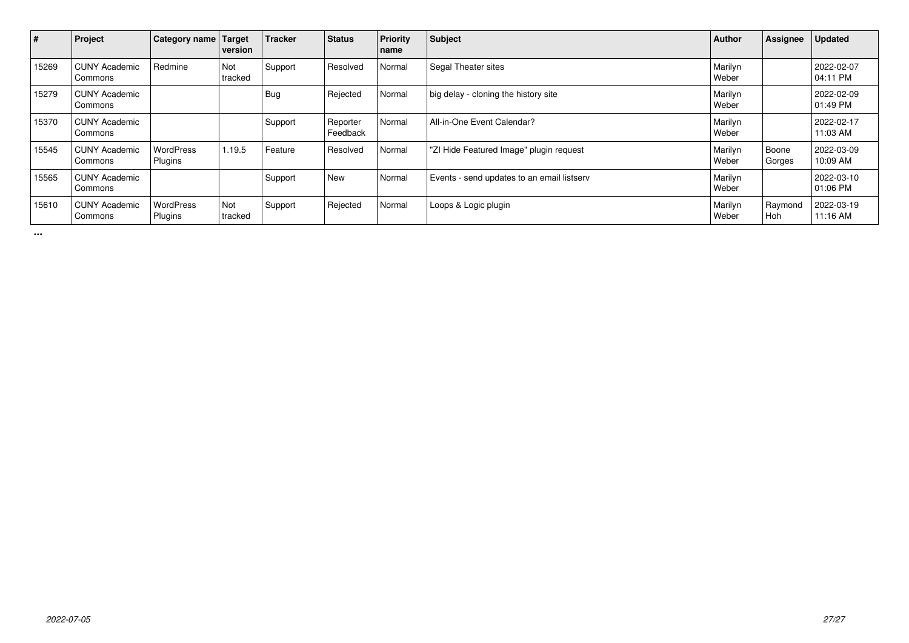| # | Project | Category name | Target version | Tracker | Status | Priority name | Subject | Author | Assignee | Updated |
|---|---|---|---|---|---|---|---|---|---|---|
| 15269 | CUNY Academic Commons | Redmine | Not tracked | Support | Resolved | Normal | Segal Theater sites | Marilyn Weber | | 2022-02-07 04:11 PM |
| 15279 | CUNY Academic Commons | | | Bug | Rejected | Normal | big delay - cloning the history site | Marilyn Weber | | 2022-02-09 01:49 PM |
| 15370 | CUNY Academic Commons | | | Support | Reporter Feedback | Normal | All-in-One Event Calendar? | Marilyn Weber | | 2022-02-17 11:03 AM |
| 15545 | CUNY Academic Commons | WordPress Plugins | 1.19.5 | Feature | Resolved | Normal | "ZI Hide Featured Image" plugin request | Marilyn Weber | Boone Gorges | 2022-03-09 10:09 AM |
| 15565 | CUNY Academic Commons | | | Support | New | Normal | Events - send updates to an email listserv | Marilyn Weber | | 2022-03-10 01:06 PM |
| 15610 | CUNY Academic Commons | WordPress Plugins | Not tracked | Support | Rejected | Normal | Loops & Logic plugin | Marilyn Weber | Raymond Hoh | 2022-03-19 11:16 AM |

...